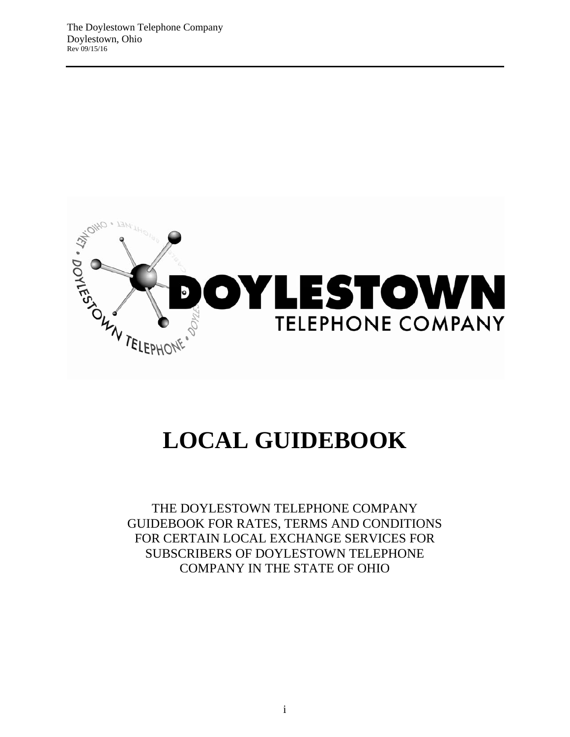# LOCAL GUIDEBOOK

THE DOYLESTOWN TELEPHONE COMPANY
GUIDEBOOK FOR RATES, TERMS AND CONDITIONS
FOR CERTAIN LOCAL EXCHANGE SERVICES FOR
SUBSCRIBERS OF DOYLESTOWN TELEPHONE
COMPANY IN THE STATE OF OHIO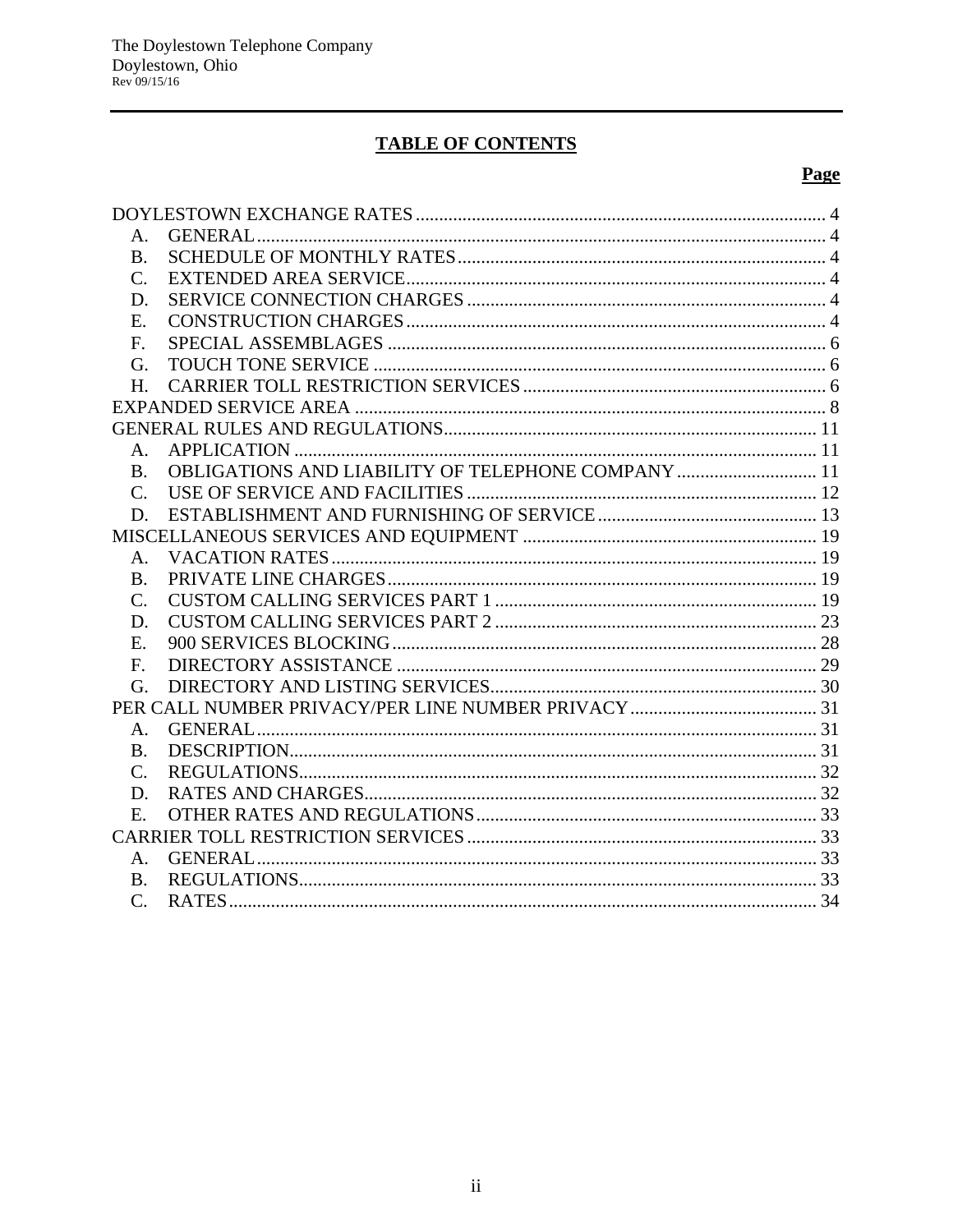# TABLE OF CONTENTS

| | | Page |
|---|---|---|
| DOYLESTOWN EXCHANGE RATES | | 4 |
| A. | GENERAL | 4 |
| B. | SCHEDULE OF MONTHLY RATES | 4 |
| C. | EXTENDED AREA SERVICE | 4 |
| D. | SERVICE CONNECTION CHARGES | 4 |
| E. | CONSTRUCTION CHARGES | 4 |
| F. | SPECIAL ASSEMBLAGES | 6 |
| G. | TOUCH TONE SERVICE | 6 |
| H. | CARRIER TOLL RESTRICTION SERVICES | 6 |
| EXPANDED SERVICE AREA | | 8 |
| GENERAL RULES AND REGULATIONS | | 11 |
| A. | APPLICATION | 11 |
| B. | OBLIGATIONS AND LIABILITY OF TELEPHONE COMPANY | 11 |
| C. | USE OF SERVICE AND FACILITIES | 12 |
| D. | ESTABLISHMENT AND FURNISHING OF SERVICE | 13 |
| MISCELLANEOUS SERVICES AND EQUIPMENT | | 19 |
| A. | VACATION RATES | 19 |
| B. | PRIVATE LINE CHARGES | 19 |
| C. | CUSTOM CALLING SERVICES PART 1 | 19 |
| D. | CUSTOM CALLING SERVICES PART 2 | 23 |
| E. | 900 SERVICES BLOCKING | 28 |
| F. | DIRECTORY ASSISTANCE | 29 |
| G. | DIRECTORY AND LISTING SERVICES | 30 |
| PER CALL NUMBER PRIVACY/PER LINE NUMBER PRIVACY | | 31 |
| A. | GENERAL | 31 |
| B. | DESCRIPTION | 31 |
| C. | REGULATIONS | 32 |
| D. | RATES AND CHARGES | 32 |
| E. | OTHER RATES AND REGULATIONS | 33 |
| CARRIER TOLL RESTRICTION SERVICES | | 33 |
| A. | GENERAL | 33 |
| B. | REGULATIONS | 33 |
| C. | RATES | 34 |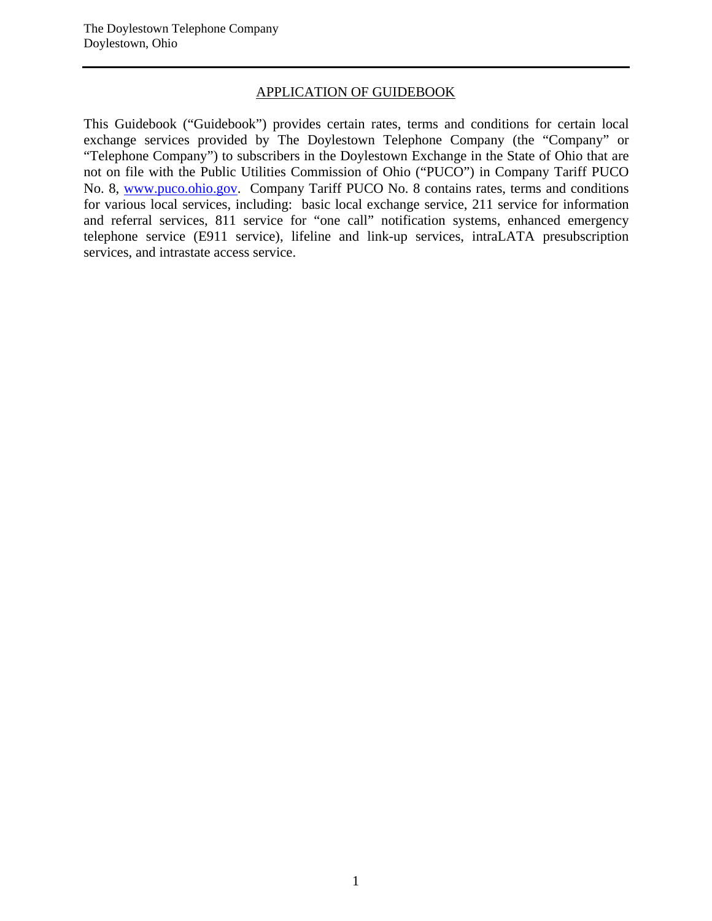## APPLICATION OF GUIDEBOOK

This Guidebook ("Guidebook") provides certain rates, terms and conditions for certain local exchange services provided by The Doylestown Telephone Company (the "Company" or "Telephone Company") to subscribers in the Doylestown Exchange in the State of Ohio that are not on file with the Public Utilities Commission of Ohio ("PUCO") in Company Tariff PUCO No. 8, [www.puco.ohio.gov](http://www.puco.ohio.gov). Company Tariff PUCO No. 8 contains rates, terms and conditions for various local services, including: basic local exchange service, 211 service for information and referral services, 811 service for "one call" notification systems, enhanced emergency telephone service (E911 service), lifeline and link-up services, intraLATA presubscription services, and intrastate access service.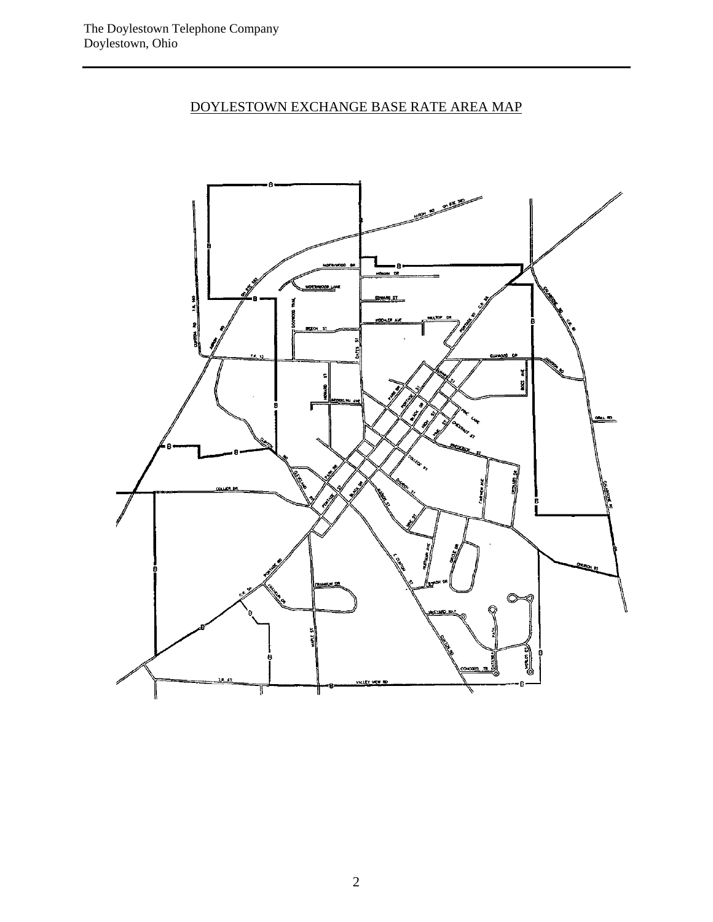# DOYLESTOWN EXCHANGE BASE RATE AREA MAP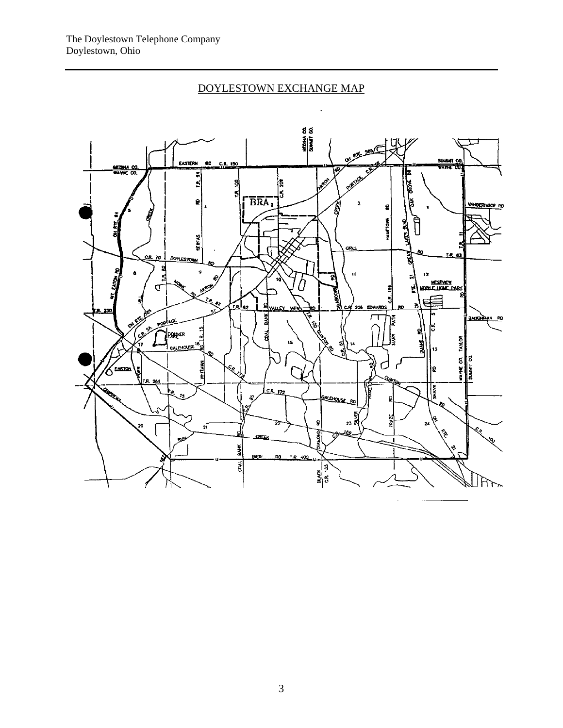## DOYLESTOWN EXCHANGE MAP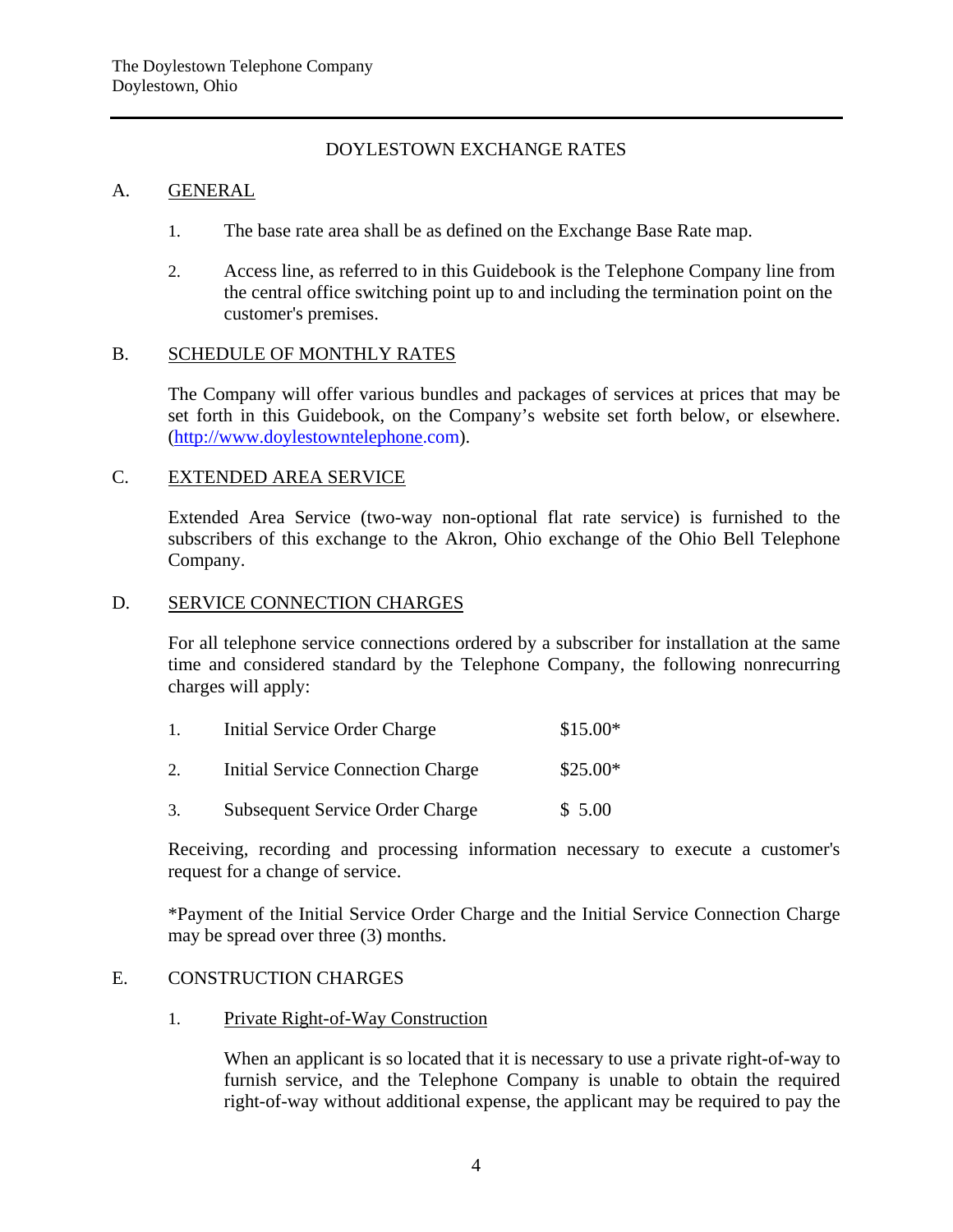The Doylestown Telephone Company
Doylestown, Ohio

# DOYLESTOWN EXCHANGE RATES

## A. GENERAL

1. The base rate area shall be as defined on the Exchange Base Rate map.

2. Access line, as referred to in this Guidebook is the Telephone Company line from the central office switching point up to and including the termination point on the customer's premises.

## B. SCHEDULE OF MONTHLY RATES

The Company will offer various bundles and packages of services at prices that may be set forth in this Guidebook, on the Company's website set forth below, or elsewhere. (http://www.doylestowntelephone.com).

## C. EXTENDED AREA SERVICE

Extended Area Service (two-way non-optional flat rate service) is furnished to the subscribers of this exchange to the Akron, Ohio exchange of the Ohio Bell Telephone Company.

## D. SERVICE CONNECTION CHARGES

For all telephone service connections ordered by a subscriber for installation at the same time and considered standard by the Telephone Company, the following nonrecurring charges will apply:

| | | |
|---|---|---|
| 1. | Initial Service Order Charge | $15.00* |
| 2. | Initial Service Connection Charge | $25.00* |
| 3. | Subsequent Service Order Charge | $ 5.00 |

Receiving, recording and processing information necessary to execute a customer's request for a change of service.

*Payment of the Initial Service Order Charge and the Initial Service Connection Charge may be spread over three (3) months.

## E. CONSTRUCTION CHARGES

1. Private Right-of-Way Construction

   When an applicant is so located that it is necessary to use a private right-of-way to furnish service, and the Telephone Company is unable to obtain the required right-of-way without additional expense, the applicant may be required to pay the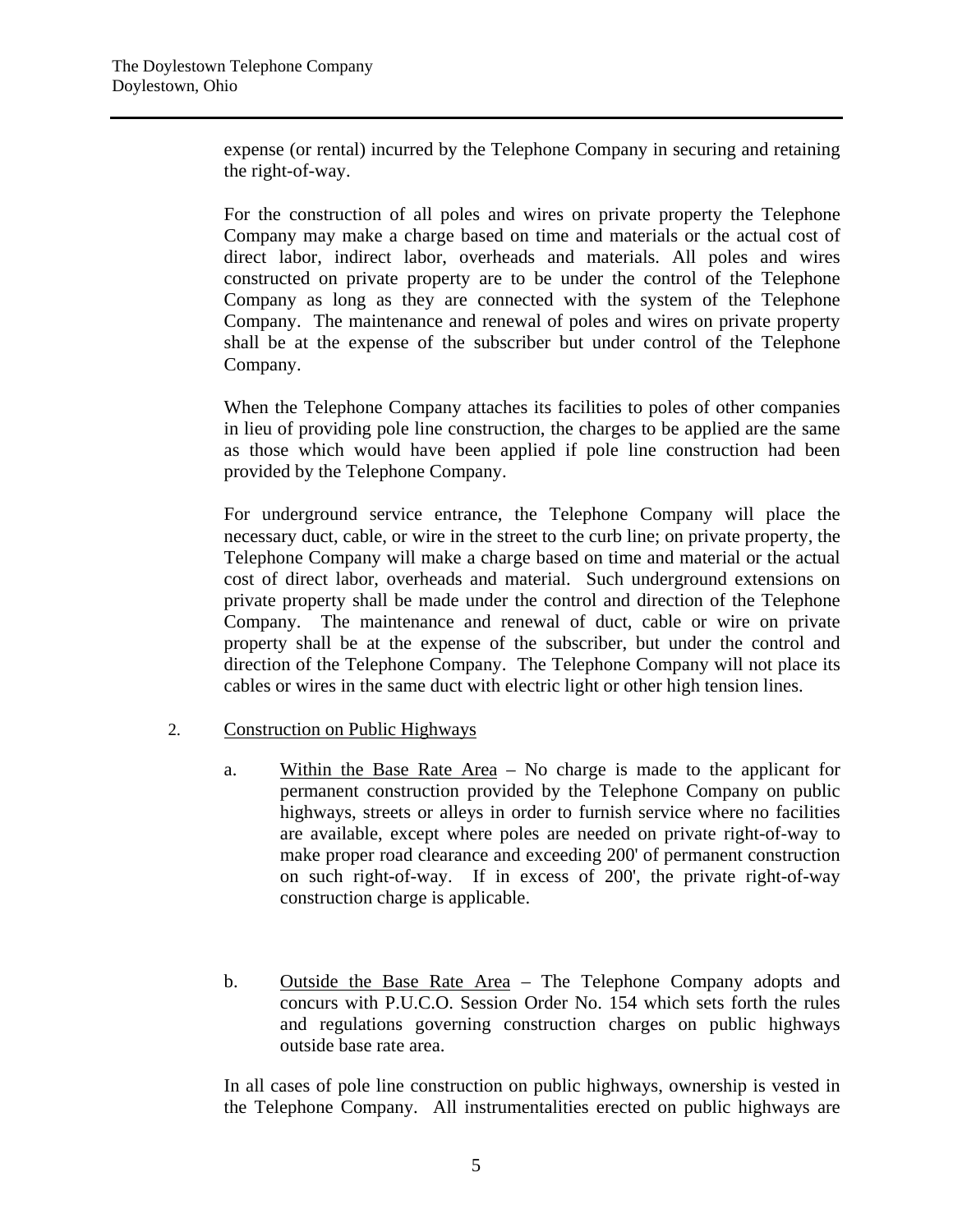expense (or rental) incurred by the Telephone Company in securing and retaining the right-of-way.

For the construction of all poles and wires on private property the Telephone Company may make a charge based on time and materials or the actual cost of direct labor, indirect labor, overheads and materials. All poles and wires constructed on private property are to be under the control of the Telephone Company as long as they are connected with the system of the Telephone Company. The maintenance and renewal of poles and wires on private property shall be at the expense of the subscriber but under control of the Telephone Company.

When the Telephone Company attaches its facilities to poles of other companies in lieu of providing pole line construction, the charges to be applied are the same as those which would have been applied if pole line construction had been provided by the Telephone Company.

For underground service entrance, the Telephone Company will place the necessary duct, cable, or wire in the street to the curb line; on private property, the Telephone Company will make a charge based on time and material or the actual cost of direct labor, overheads and material. Such underground extensions on private property shall be made under the control and direction of the Telephone Company. The maintenance and renewal of duct, cable or wire on private property shall be at the expense of the subscriber, but under the control and direction of the Telephone Company. The Telephone Company will not place its cables or wires in the same duct with electric light or other high tension lines.

2. <u>Construction on Public Highways</u>

   a. <u>Within the Base Rate Area</u> – No charge is made to the applicant for permanent construction provided by the Telephone Company on public highways, streets or alleys in order to furnish service where no facilities are available, except where poles are needed on private right-of-way to make proper road clearance and exceeding 200' of permanent construction on such right-of-way. If in excess of 200', the private right-of-way construction charge is applicable.

   b. <u>Outside the Base Rate Area</u> – The Telephone Company adopts and concurs with P.U.C.O. Session Order No. 154 which sets forth the rules and regulations governing construction charges on public highways outside base rate area.

In all cases of pole line construction on public highways, ownership is vested in the Telephone Company. All instrumentalities erected on public highways are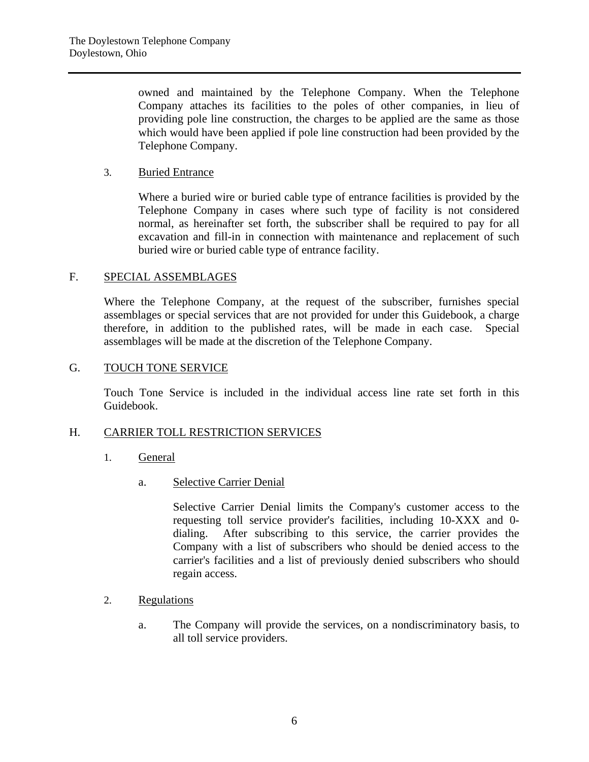owned and maintained by the Telephone Company. When the Telephone Company attaches its facilities to the poles of other companies, in lieu of providing pole line construction, the charges to be applied are the same as those which would have been applied if pole line construction had been provided by the Telephone Company.

3. Buried Entrance

Where a buried wire or buried cable type of entrance facilities is provided by the Telephone Company in cases where such type of facility is not considered normal, as hereinafter set forth, the subscriber shall be required to pay for all excavation and fill-in in connection with maintenance and replacement of such buried wire or buried cable type of entrance facility.

## F. SPECIAL ASSEMBLAGES

Where the Telephone Company, at the request of the subscriber, furnishes special assemblages or special services that are not provided for under this Guidebook, a charge therefore, in addition to the published rates, will be made in each case. Special assemblages will be made at the discretion of the Telephone Company.

## G. TOUCH TONE SERVICE

Touch Tone Service is included in the individual access line rate set forth in this Guidebook.

## H. CARRIER TOLL RESTRICTION SERVICES

1. General

   a. Selective Carrier Denial

      Selective Carrier Denial limits the Company's customer access to the requesting toll service provider's facilities, including 10-XXX and 0-dialing. After subscribing to this service, the carrier provides the Company with a list of subscribers who should be denied access to the carrier's facilities and a list of previously denied subscribers who should regain access.

2. Regulations

   a. The Company will provide the services, on a nondiscriminatory basis, to all toll service providers.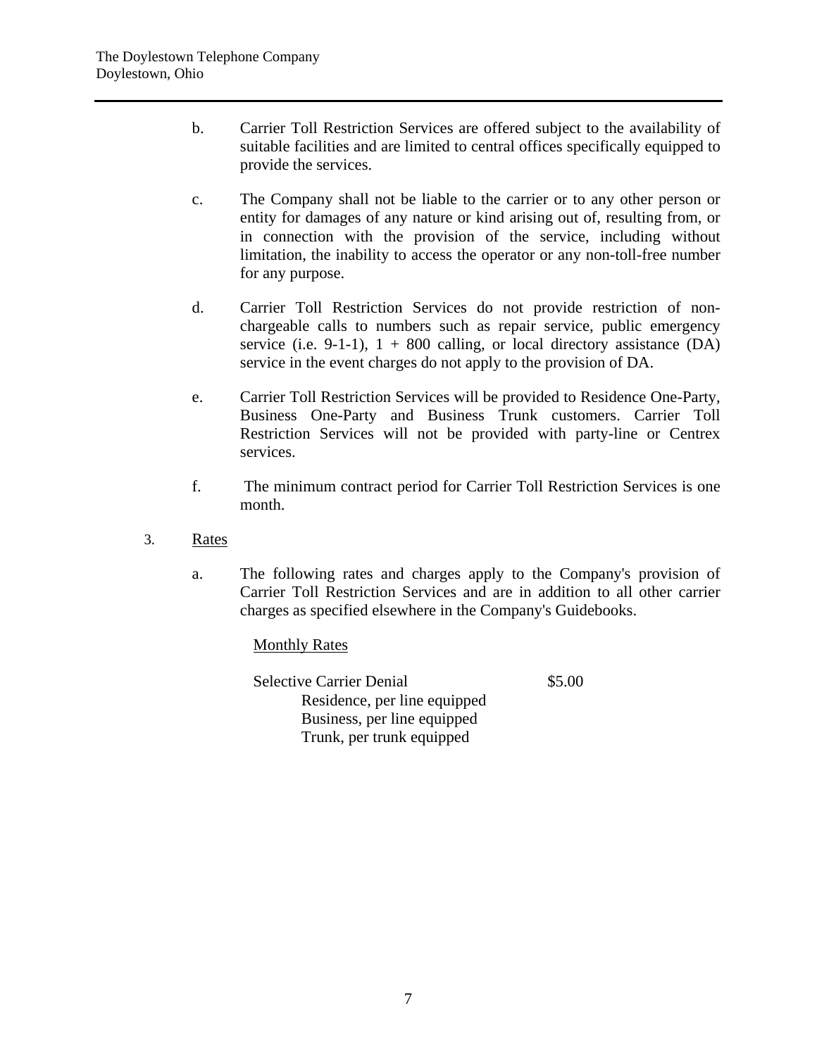b. Carrier Toll Restriction Services are offered subject to the availability of suitable facilities and are limited to central offices specifically equipped to provide the services.

c. The Company shall not be liable to the carrier or to any other person or entity for damages of any nature or kind arising out of, resulting from, or in connection with the provision of the service, including without limitation, the inability to access the operator or any non-toll-free number for any purpose.

d. Carrier Toll Restriction Services do not provide restriction of non-chargeable calls to numbers such as repair service, public emergency service (i.e. 9-1-1), 1 + 800 calling, or local directory assistance (DA) service in the event charges do not apply to the provision of DA.

e. Carrier Toll Restriction Services will be provided to Residence One-Party, Business One-Party and Business Trunk customers. Carrier Toll Restriction Services will not be provided with party-line or Centrex services.

f. The minimum contract period for Carrier Toll Restriction Services is one month.

3. Rates

a. The following rates and charges apply to the Company's provision of Carrier Toll Restriction Services and are in addition to all other carrier charges as specified elsewhere in the Company's Guidebooks.

Monthly Rates

| | |
|---|---|
| Selective Carrier Denial | $5.00 |
| Residence, per line equipped | |
| Business, per line equipped | |
| Trunk, per trunk equipped | |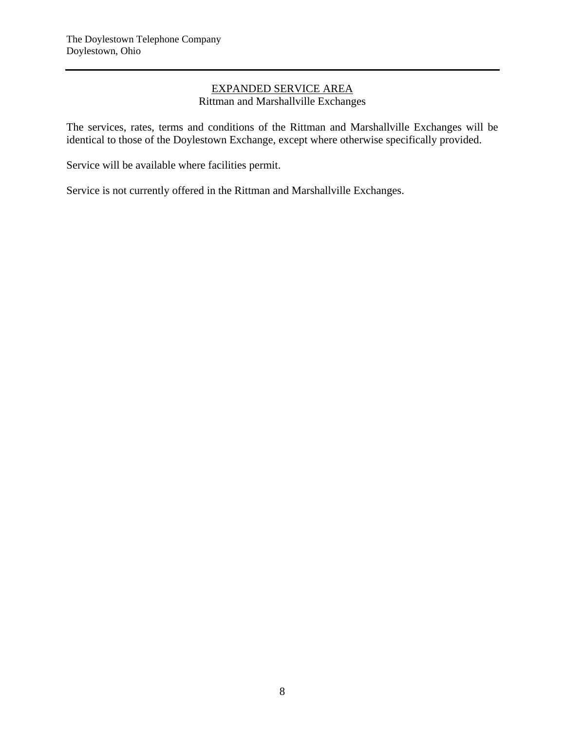## EXPANDED SERVICE AREA

Rittman and Marshallville Exchanges

The services, rates, terms and conditions of the Rittman and Marshallville Exchanges will be identical to those of the Doylestown Exchange, except where otherwise specifically provided.

Service will be available where facilities permit.

Service is not currently offered in the Rittman and Marshallville Exchanges.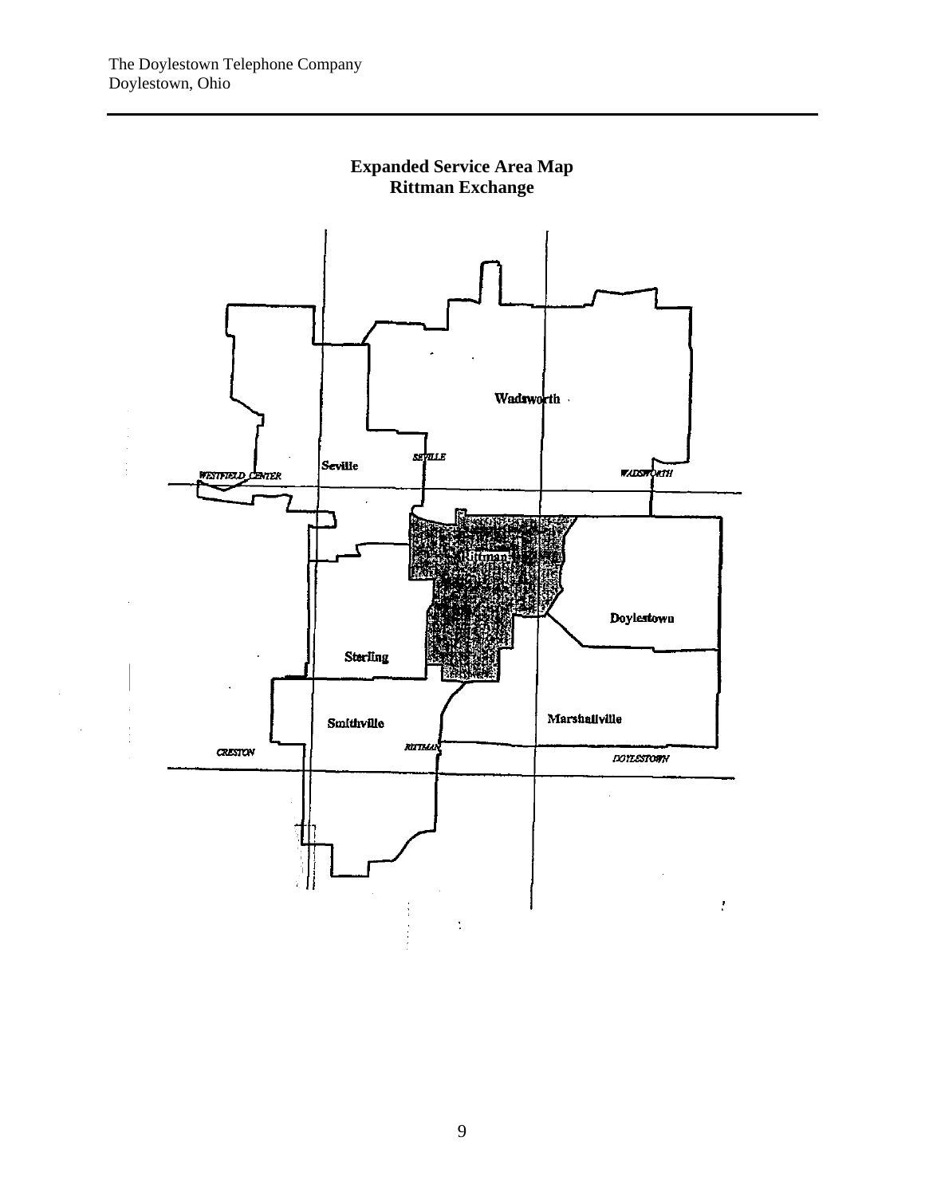## Expanded Service Area Map
## Rittman Exchange

Wadsworth

Seville

SEVILLE

WESTFIELD CENTER

WADSWORTH

Rittman

Doylestown

Sterling

Smithville

Marshallville

CRESTON

RITTMAN

DOYLESTOWN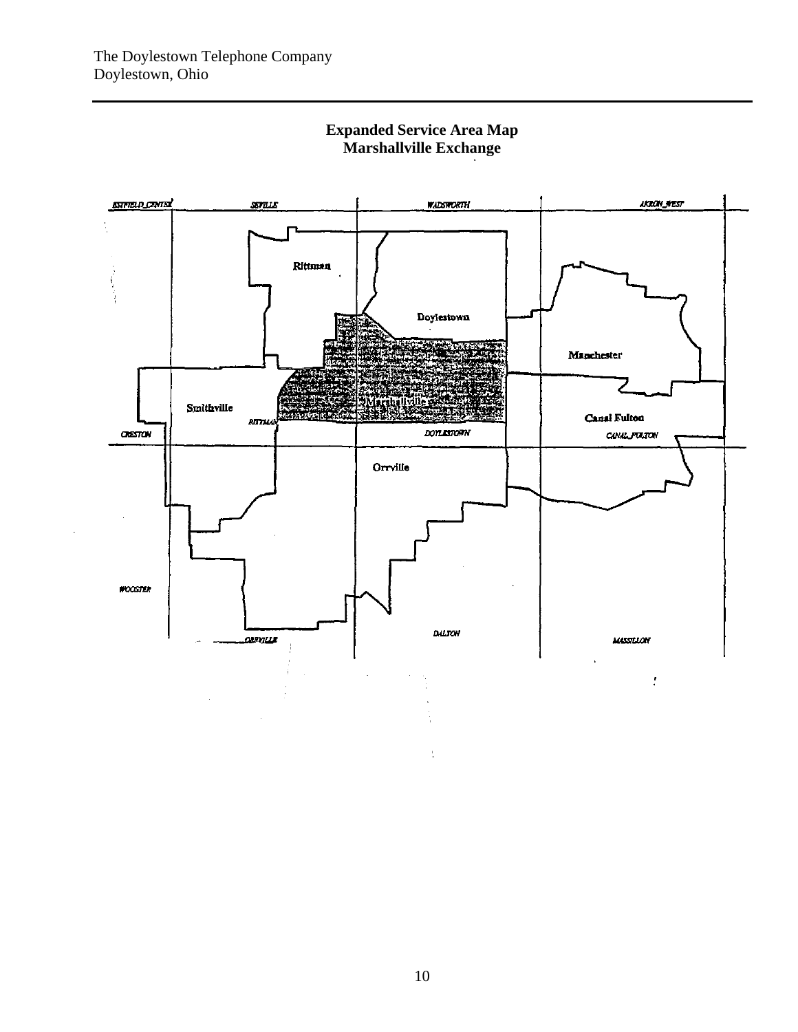## Expanded Service Area Map
## Marshallville Exchange

ESTFIELD_CENTER SEVILLE WADSWORTH AKRON_WEST

Rittman

Doylestown

Manchester

Smithville

Marshallville

Canal Fulton

RITTMAN CRESTON DOYLESTOWN CANAL_FULTON

Orrville

WOOSTER

ORRVILLE DALTON MASSILLON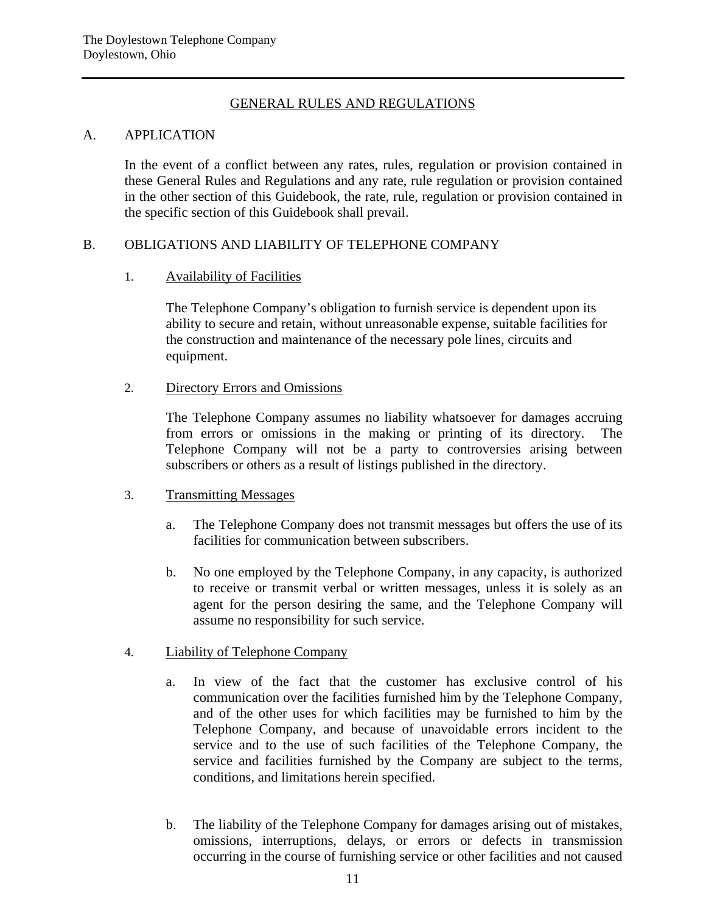## GENERAL RULES AND REGULATIONS

### A. APPLICATION

In the event of a conflict between any rates, rules, regulation or provision contained in these General Rules and Regulations and any rate, rule regulation or provision contained in the other section of this Guidebook, the rate, rule, regulation or provision contained in the specific section of this Guidebook shall prevail.

### B. OBLIGATIONS AND LIABILITY OF TELEPHONE COMPANY

1. Availability of Facilities

   The Telephone Company's obligation to furnish service is dependent upon its ability to secure and retain, without unreasonable expense, suitable facilities for the construction and maintenance of the necessary pole lines, circuits and equipment.

2. Directory Errors and Omissions

   The Telephone Company assumes no liability whatsoever for damages accruing from errors or omissions in the making or printing of its directory. The Telephone Company will not be a party to controversies arising between subscribers or others as a result of listings published in the directory.

3. Transmitting Messages

   a. The Telephone Company does not transmit messages but offers the use of its facilities for communication between subscribers.

   b. No one employed by the Telephone Company, in any capacity, is authorized to receive or transmit verbal or written messages, unless it is solely as an agent for the person desiring the same, and the Telephone Company will assume no responsibility for such service.

4. Liability of Telephone Company

   a. In view of the fact that the customer has exclusive control of his communication over the facilities furnished him by the Telephone Company, and of the other uses for which facilities may be furnished to him by the Telephone Company, and because of unavoidable errors incident to the service and to the use of such facilities of the Telephone Company, the service and facilities furnished by the Company are subject to the terms, conditions, and limitations herein specified.

   b. The liability of the Telephone Company for damages arising out of mistakes, omissions, interruptions, delays, or errors or defects in transmission occurring in the course of furnishing service or other facilities and not caused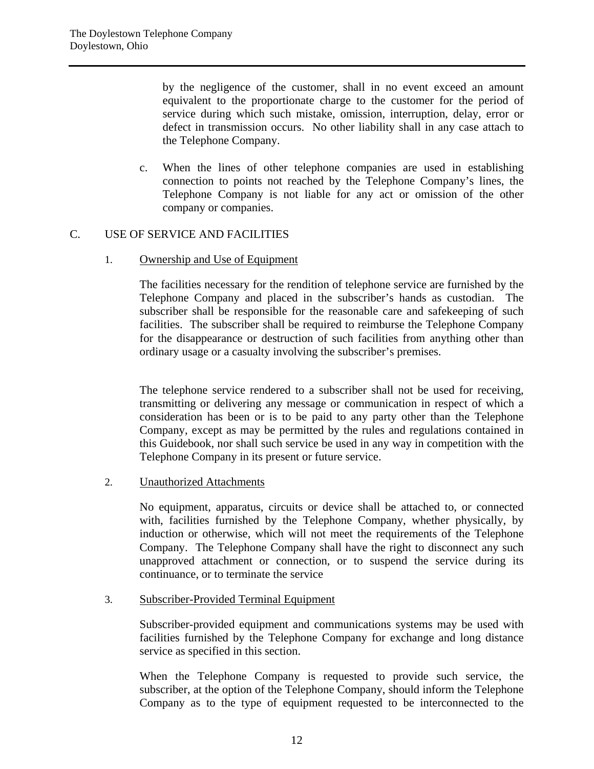by the negligence of the customer, shall in no event exceed an amount equivalent to the proportionate charge to the customer for the period of service during which such mistake, omission, interruption, delay, error or defect in transmission occurs. No other liability shall in any case attach to the Telephone Company.

c. When the lines of other telephone companies are used in establishing connection to points not reached by the Telephone Company's lines, the Telephone Company is not liable for any act or omission of the other company or companies.

## C. USE OF SERVICE AND FACILITIES

### 1. Ownership and Use of Equipment

The facilities necessary for the rendition of telephone service are furnished by the Telephone Company and placed in the subscriber's hands as custodian. The subscriber shall be responsible for the reasonable care and safekeeping of such facilities. The subscriber shall be required to reimburse the Telephone Company for the disappearance or destruction of such facilities from anything other than ordinary usage or a casualty involving the subscriber's premises.

The telephone service rendered to a subscriber shall not be used for receiving, transmitting or delivering any message or communication in respect of which a consideration has been or is to be paid to any party other than the Telephone Company, except as may be permitted by the rules and regulations contained in this Guidebook, nor shall such service be used in any way in competition with the Telephone Company in its present or future service.

### 2. Unauthorized Attachments

No equipment, apparatus, circuits or device shall be attached to, or connected with, facilities furnished by the Telephone Company, whether physically, by induction or otherwise, which will not meet the requirements of the Telephone Company. The Telephone Company shall have the right to disconnect any such unapproved attachment or connection, or to suspend the service during its continuance, or to terminate the service

### 3. Subscriber-Provided Terminal Equipment

Subscriber-provided equipment and communications systems may be used with facilities furnished by the Telephone Company for exchange and long distance service as specified in this section.

When the Telephone Company is requested to provide such service, the subscriber, at the option of the Telephone Company, should inform the Telephone Company as to the type of equipment requested to be interconnected to the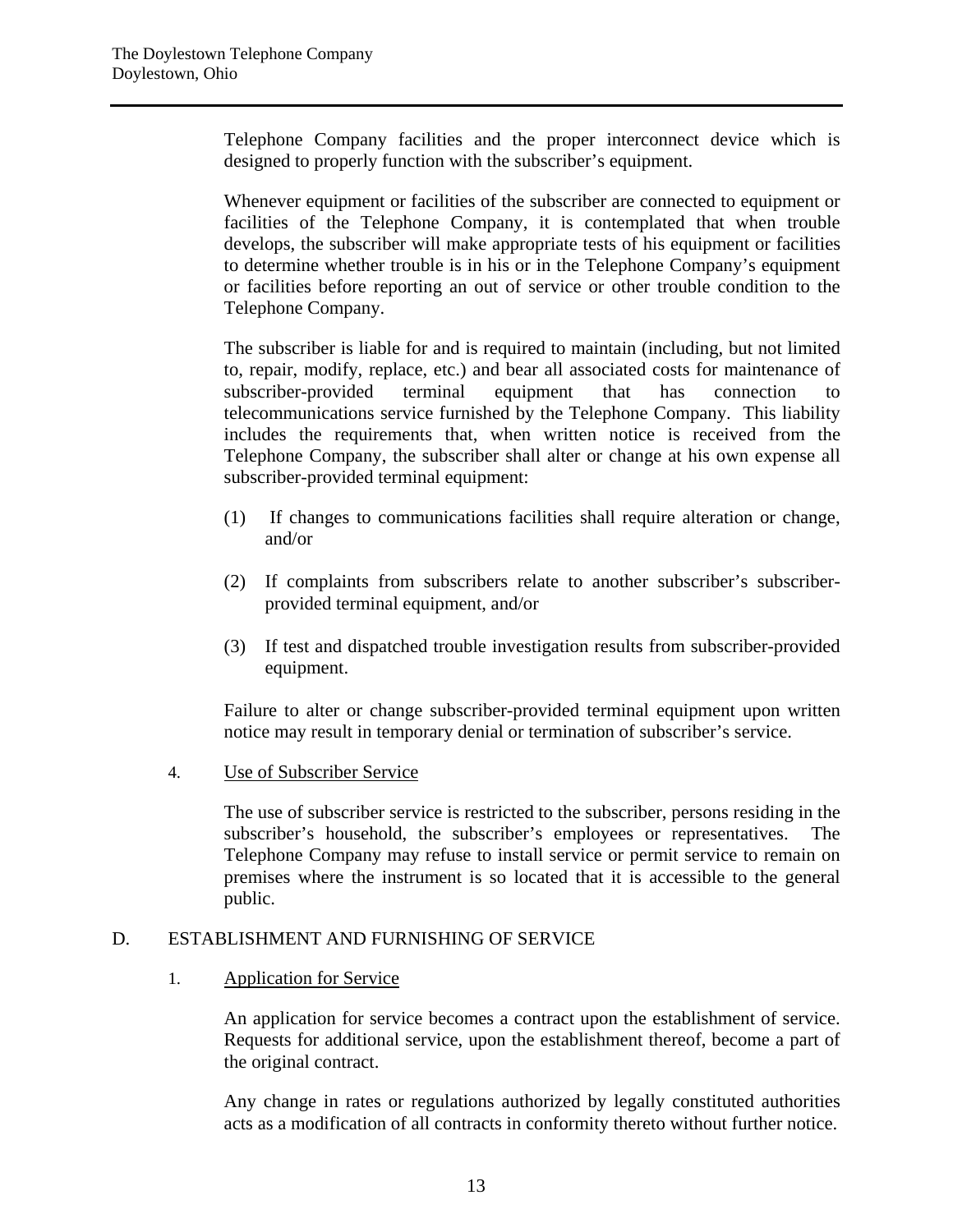Telephone Company facilities and the proper interconnect device which is designed to properly function with the subscriber's equipment.

Whenever equipment or facilities of the subscriber are connected to equipment or facilities of the Telephone Company, it is contemplated that when trouble develops, the subscriber will make appropriate tests of his equipment or facilities to determine whether trouble is in his or in the Telephone Company's equipment or facilities before reporting an out of service or other trouble condition to the Telephone Company.

The subscriber is liable for and is required to maintain (including, but not limited to, repair, modify, replace, etc.) and bear all associated costs for maintenance of subscriber-provided terminal equipment that has connection to telecommunications service furnished by the Telephone Company. This liability includes the requirements that, when written notice is received from the Telephone Company, the subscriber shall alter or change at his own expense all subscriber-provided terminal equipment:

(1) If changes to communications facilities shall require alteration or change, and/or

(2) If complaints from subscribers relate to another subscriber's subscriber-provided terminal equipment, and/or

(3) If test and dispatched trouble investigation results from subscriber-provided equipment.

Failure to alter or change subscriber-provided terminal equipment upon written notice may result in temporary denial or termination of subscriber's service.

4. Use of Subscriber Service

The use of subscriber service is restricted to the subscriber, persons residing in the subscriber's household, the subscriber's employees or representatives. The Telephone Company may refuse to install service or permit service to remain on premises where the instrument is so located that it is accessible to the general public.

## D. ESTABLISHMENT AND FURNISHING OF SERVICE

1. Application for Service

An application for service becomes a contract upon the establishment of service. Requests for additional service, upon the establishment thereof, become a part of the original contract.

Any change in rates or regulations authorized by legally constituted authorities acts as a modification of all contracts in conformity thereto without further notice.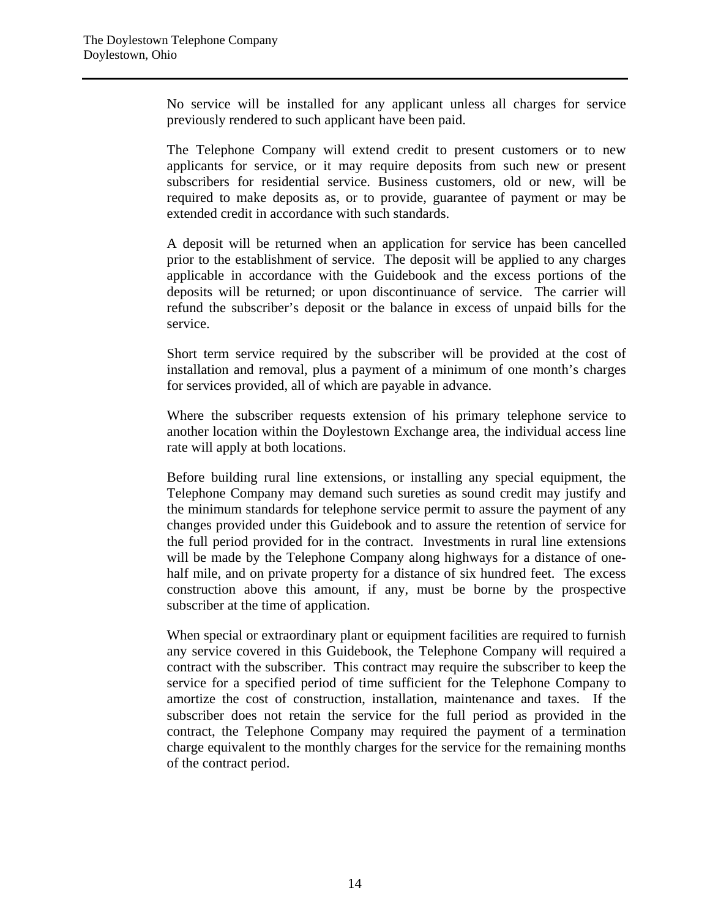No service will be installed for any applicant unless all charges for service previously rendered to such applicant have been paid.

The Telephone Company will extend credit to present customers or to new applicants for service, or it may require deposits from such new or present subscribers for residential service. Business customers, old or new, will be required to make deposits as, or to provide, guarantee of payment or may be extended credit in accordance with such standards.

A deposit will be returned when an application for service has been cancelled prior to the establishment of service. The deposit will be applied to any charges applicable in accordance with the Guidebook and the excess portions of the deposits will be returned; or upon discontinuance of service. The carrier will refund the subscriber's deposit or the balance in excess of unpaid bills for the service.

Short term service required by the subscriber will be provided at the cost of installation and removal, plus a payment of a minimum of one month's charges for services provided, all of which are payable in advance.

Where the subscriber requests extension of his primary telephone service to another location within the Doylestown Exchange area, the individual access line rate will apply at both locations.

Before building rural line extensions, or installing any special equipment, the Telephone Company may demand such sureties as sound credit may justify and the minimum standards for telephone service permit to assure the payment of any changes provided under this Guidebook and to assure the retention of service for the full period provided for in the contract. Investments in rural line extensions will be made by the Telephone Company along highways for a distance of one-half mile, and on private property for a distance of six hundred feet. The excess construction above this amount, if any, must be borne by the prospective subscriber at the time of application.

When special or extraordinary plant or equipment facilities are required to furnish any service covered in this Guidebook, the Telephone Company will required a contract with the subscriber. This contract may require the subscriber to keep the service for a specified period of time sufficient for the Telephone Company to amortize the cost of construction, installation, maintenance and taxes. If the subscriber does not retain the service for the full period as provided in the contract, the Telephone Company may required the payment of a termination charge equivalent to the monthly charges for the service for the remaining months of the contract period.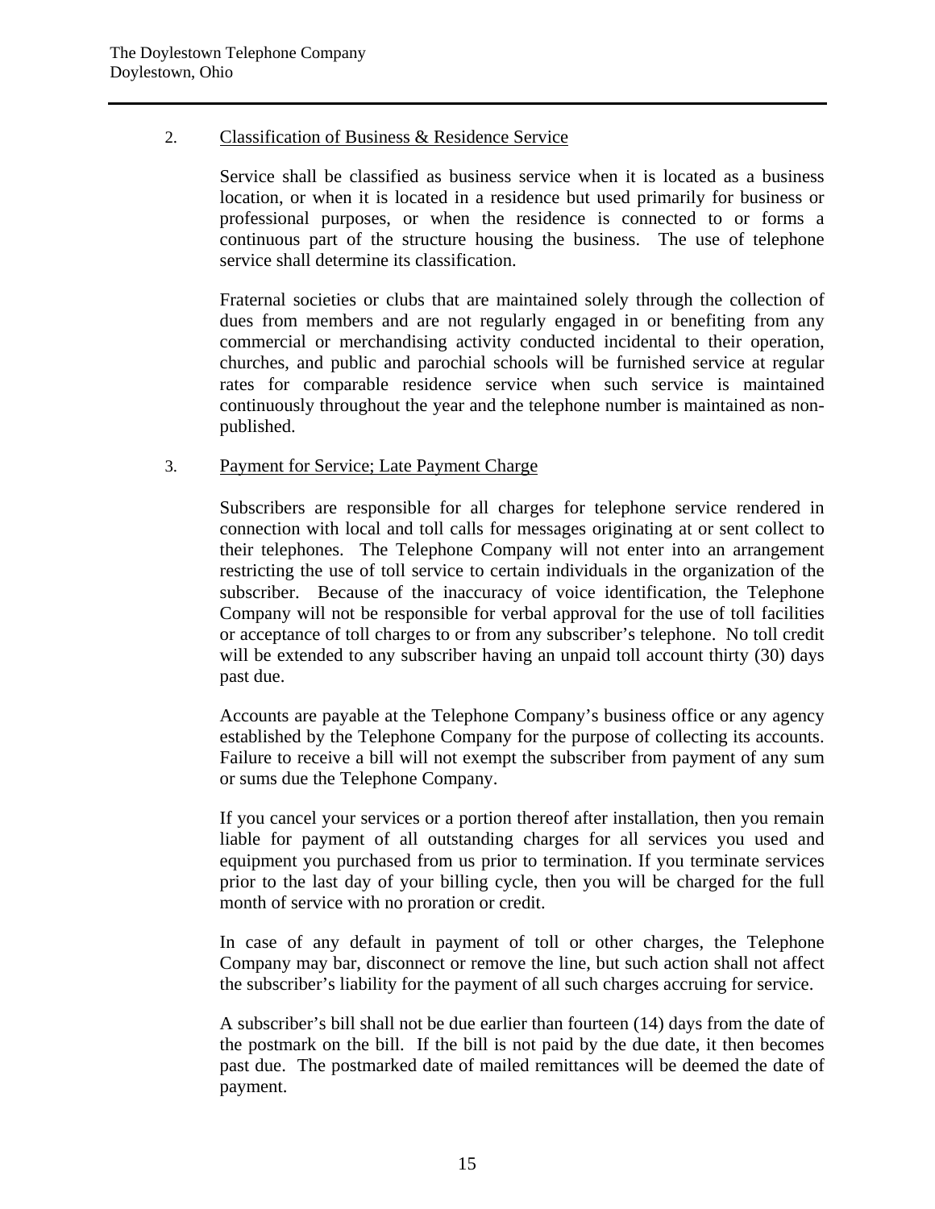2. <u>Classification of Business & Residence Service</u>

Service shall be classified as business service when it is located as a business location, or when it is located in a residence but used primarily for business or professional purposes, or when the residence is connected to or forms a continuous part of the structure housing the business. The use of telephone service shall determine its classification.

Fraternal societies or clubs that are maintained solely through the collection of dues from members and are not regularly engaged in or benefiting from any commercial or merchandising activity conducted incidental to their operation, churches, and public and parochial schools will be furnished service at regular rates for comparable residence service when such service is maintained continuously throughout the year and the telephone number is maintained as non-published.

3. <u>Payment for Service; Late Payment Charge</u>

Subscribers are responsible for all charges for telephone service rendered in connection with local and toll calls for messages originating at or sent collect to their telephones. The Telephone Company will not enter into an arrangement restricting the use of toll service to certain individuals in the organization of the subscriber. Because of the inaccuracy of voice identification, the Telephone Company will not be responsible for verbal approval for the use of toll facilities or acceptance of toll charges to or from any subscriber's telephone. No toll credit will be extended to any subscriber having an unpaid toll account thirty (30) days past due.

Accounts are payable at the Telephone Company's business office or any agency established by the Telephone Company for the purpose of collecting its accounts. Failure to receive a bill will not exempt the subscriber from payment of any sum or sums due the Telephone Company.

If you cancel your services or a portion thereof after installation, then you remain liable for payment of all outstanding charges for all services you used and equipment you purchased from us prior to termination. If you terminate services prior to the last day of your billing cycle, then you will be charged for the full month of service with no proration or credit.

In case of any default in payment of toll or other charges, the Telephone Company may bar, disconnect or remove the line, but such action shall not affect the subscriber's liability for the payment of all such charges accruing for service.

A subscriber's bill shall not be due earlier than fourteen (14) days from the date of the postmark on the bill. If the bill is not paid by the due date, it then becomes past due. The postmarked date of mailed remittances will be deemed the date of payment.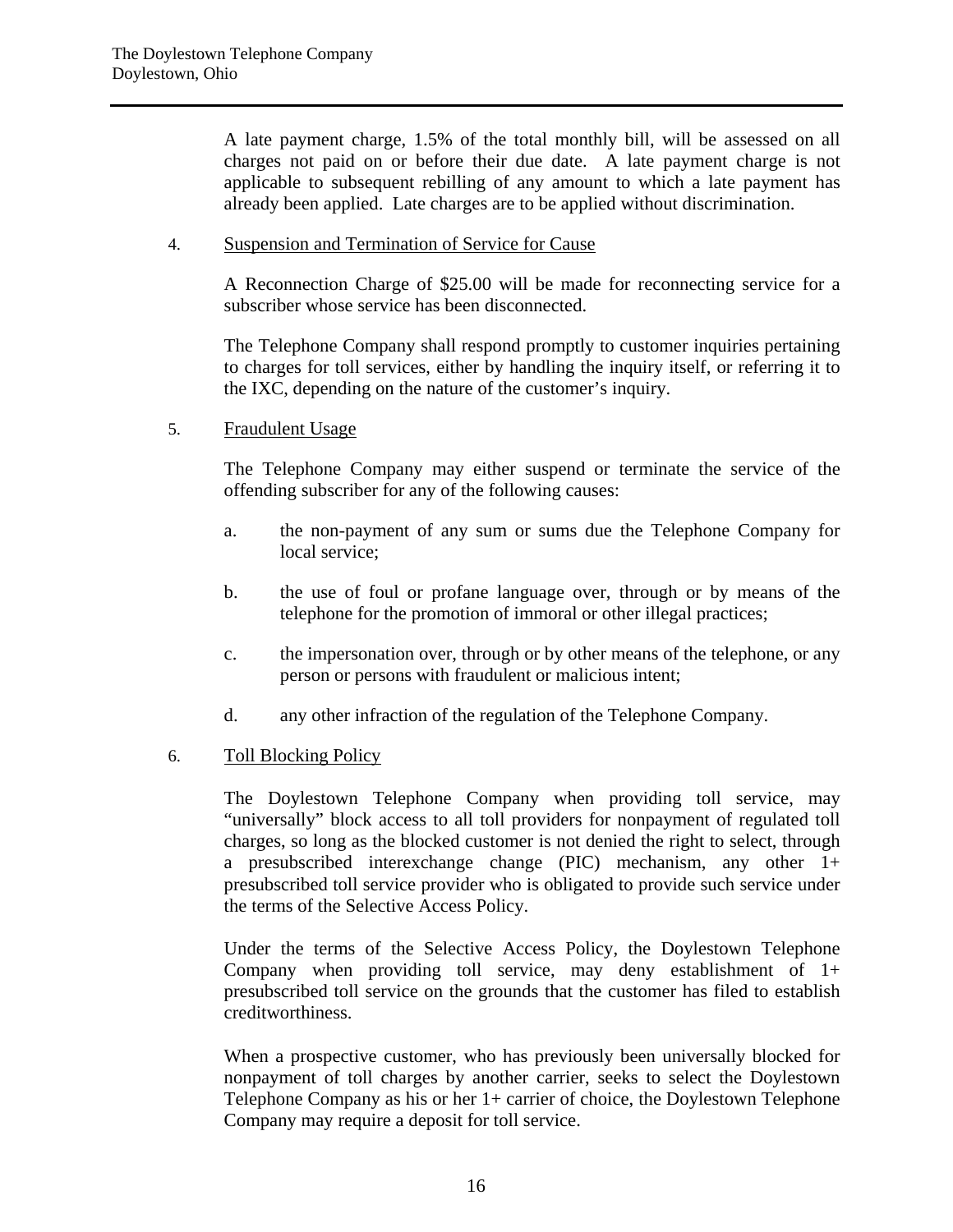A late payment charge, 1.5% of the total monthly bill, will be assessed on all charges not paid on or before their due date. A late payment charge is not applicable to subsequent rebilling of any amount to which a late payment has already been applied. Late charges are to be applied without discrimination.

4. Suspension and Termination of Service for Cause

A Reconnection Charge of $25.00 will be made for reconnecting service for a subscriber whose service has been disconnected.

The Telephone Company shall respond promptly to customer inquiries pertaining to charges for toll services, either by handling the inquiry itself, or referring it to the IXC, depending on the nature of the customer's inquiry.

5. Fraudulent Usage

The Telephone Company may either suspend or terminate the service of the offending subscriber for any of the following causes:

a. the non-payment of any sum or sums due the Telephone Company for local service;

b. the use of foul or profane language over, through or by means of the telephone for the promotion of immoral or other illegal practices;

c. the impersonation over, through or by other means of the telephone, or any person or persons with fraudulent or malicious intent;

d. any other infraction of the regulation of the Telephone Company.

6. Toll Blocking Policy

The Doylestown Telephone Company when providing toll service, may "universally" block access to all toll providers for nonpayment of regulated toll charges, so long as the blocked customer is not denied the right to select, through a presubscribed interexchange change (PIC) mechanism, any other 1+ presubscribed toll service provider who is obligated to provide such service under the terms of the Selective Access Policy.

Under the terms of the Selective Access Policy, the Doylestown Telephone Company when providing toll service, may deny establishment of 1+ presubscribed toll service on the grounds that the customer has filed to establish creditworthiness.

When a prospective customer, who has previously been universally blocked for nonpayment of toll charges by another carrier, seeks to select the Doylestown Telephone Company as his or her 1+ carrier of choice, the Doylestown Telephone Company may require a deposit for toll service.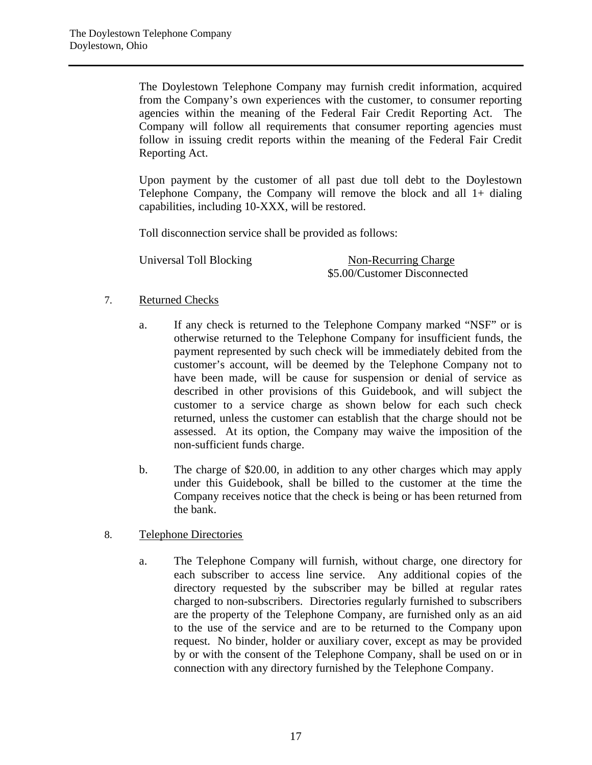The Doylestown Telephone Company may furnish credit information, acquired from the Company's own experiences with the customer, to consumer reporting agencies within the meaning of the Federal Fair Credit Reporting Act. The Company will follow all requirements that consumer reporting agencies must follow in issuing credit reports within the meaning of the Federal Fair Credit Reporting Act.

Upon payment by the customer of all past due toll debt to the Doylestown Telephone Company, the Company will remove the block and all 1+ dialing capabilities, including 10-XXX, will be restored.

Toll disconnection service shall be provided as follows:

| | Non-Recurring Charge |
|---|---|
| Universal Toll Blocking | $5.00/Customer Disconnected |

7. Returned Checks

   a. If any check is returned to the Telephone Company marked "NSF" or is otherwise returned to the Telephone Company for insufficient funds, the payment represented by such check will be immediately debited from the customer's account, will be deemed by the Telephone Company not to have been made, will be cause for suspension or denial of service as described in other provisions of this Guidebook, and will subject the customer to a service charge as shown below for each such check returned, unless the customer can establish that the charge should not be assessed. At its option, the Company may waive the imposition of the non-sufficient funds charge.

   b. The charge of $20.00, in addition to any other charges which may apply under this Guidebook, shall be billed to the customer at the time the Company receives notice that the check is being or has been returned from the bank.

8. Telephone Directories

   a. The Telephone Company will furnish, without charge, one directory for each subscriber to access line service. Any additional copies of the directory requested by the subscriber may be billed at regular rates charged to non-subscribers. Directories regularly furnished to subscribers are the property of the Telephone Company, are furnished only as an aid to the use of the service and are to be returned to the Company upon request. No binder, holder or auxiliary cover, except as may be provided by or with the consent of the Telephone Company, shall be used on or in connection with any directory furnished by the Telephone Company.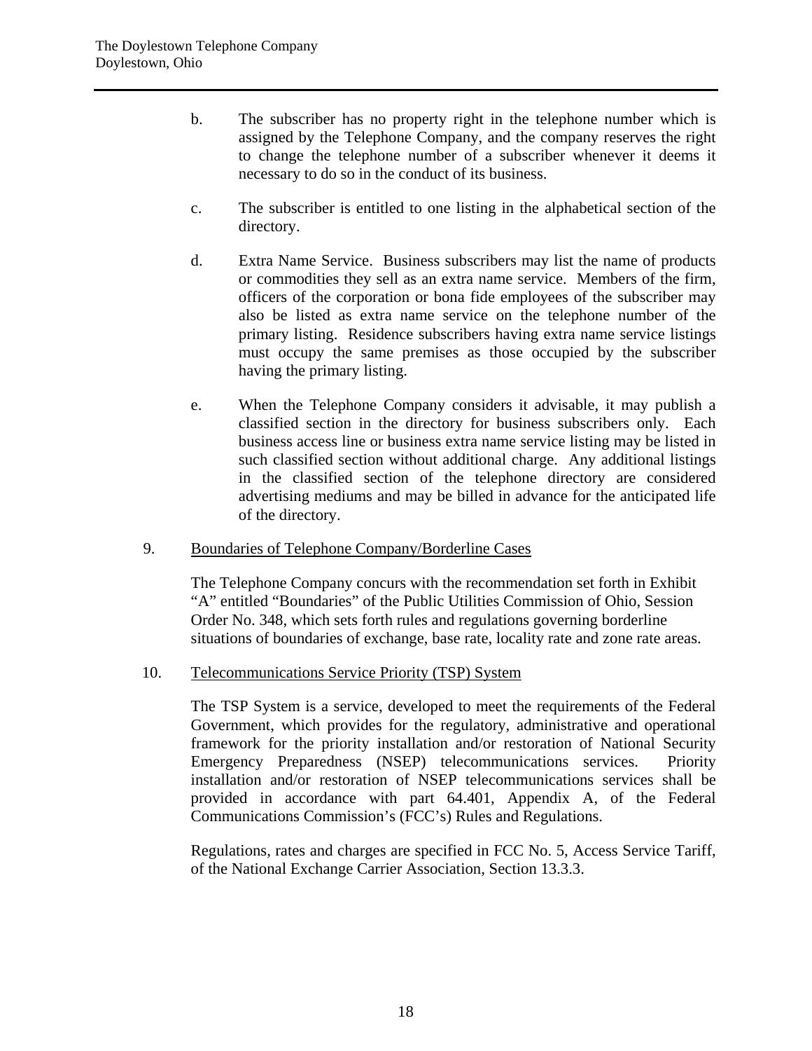b. The subscriber has no property right in the telephone number which is assigned by the Telephone Company, and the company reserves the right to change the telephone number of a subscriber whenever it deems it necessary to do so in the conduct of its business.

c. The subscriber is entitled to one listing in the alphabetical section of the directory.

d. Extra Name Service. Business subscribers may list the name of products or commodities they sell as an extra name service. Members of the firm, officers of the corporation or bona fide employees of the subscriber may also be listed as extra name service on the telephone number of the primary listing. Residence subscribers having extra name service listings must occupy the same premises as those occupied by the subscriber having the primary listing.

e. When the Telephone Company considers it advisable, it may publish a classified section in the directory for business subscribers only. Each business access line or business extra name service listing may be listed in such classified section without additional charge. Any additional listings in the classified section of the telephone directory are considered advertising mediums and may be billed in advance for the anticipated life of the directory.

9. Boundaries of Telephone Company/Borderline Cases

The Telephone Company concurs with the recommendation set forth in Exhibit "A" entitled "Boundaries" of the Public Utilities Commission of Ohio, Session Order No. 348, which sets forth rules and regulations governing borderline situations of boundaries of exchange, base rate, locality rate and zone rate areas.

10. Telecommunications Service Priority (TSP) System

The TSP System is a service, developed to meet the requirements of the Federal Government, which provides for the regulatory, administrative and operational framework for the priority installation and/or restoration of National Security Emergency Preparedness (NSEP) telecommunications services. Priority installation and/or restoration of NSEP telecommunications services shall be provided in accordance with part 64.401, Appendix A, of the Federal Communications Commission's (FCC's) Rules and Regulations.

Regulations, rates and charges are specified in FCC No. 5, Access Service Tariff, of the National Exchange Carrier Association, Section 13.3.3.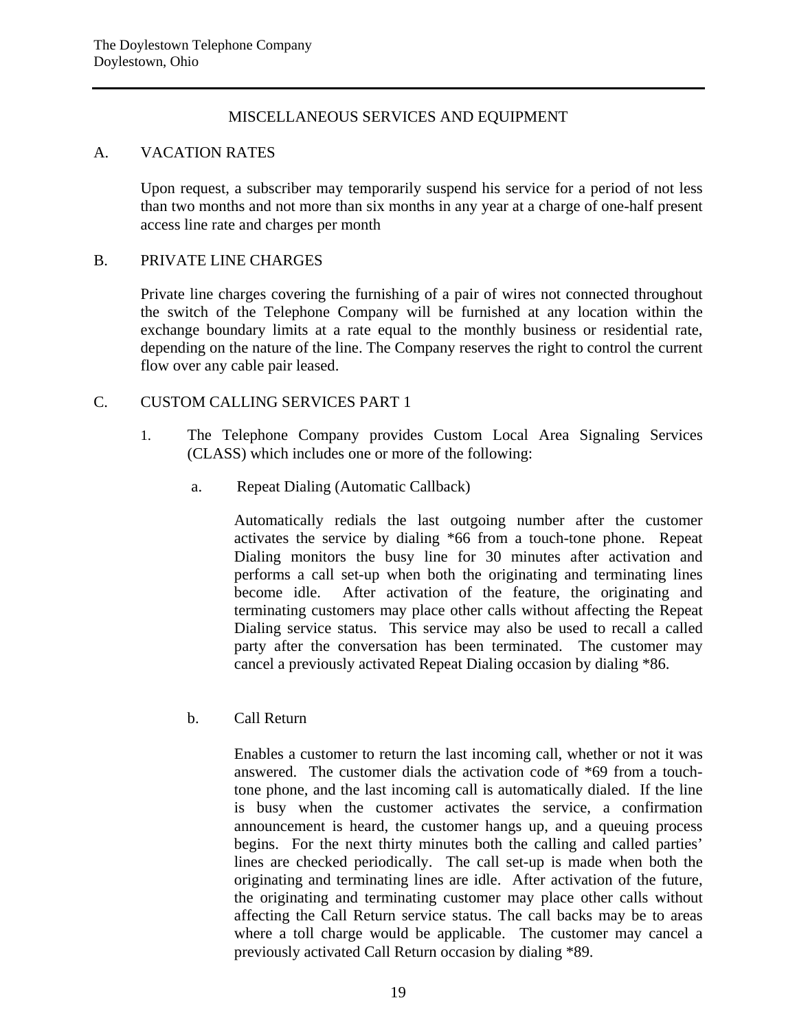## MISCELLANEOUS SERVICES AND EQUIPMENT

### A. VACATION RATES

Upon request, a subscriber may temporarily suspend his service for a period of not less than two months and not more than six months in any year at a charge of one-half present access line rate and charges per month

### B. PRIVATE LINE CHARGES

Private line charges covering the furnishing of a pair of wires not connected throughout the switch of the Telephone Company will be furnished at any location within the exchange boundary limits at a rate equal to the monthly business or residential rate, depending on the nature of the line. The Company reserves the right to control the current flow over any cable pair leased.

### C. CUSTOM CALLING SERVICES PART 1

1. The Telephone Company provides Custom Local Area Signaling Services (CLASS) which includes one or more of the following:

   a. Repeat Dialing (Automatic Callback)

   Automatically redials the last outgoing number after the customer activates the service by dialing *66 from a touch-tone phone. Repeat Dialing monitors the busy line for 30 minutes after activation and performs a call set-up when both the originating and terminating lines become idle. After activation of the feature, the originating and terminating customers may place other calls without affecting the Repeat Dialing service status. This service may also be used to recall a called party after the conversation has been terminated. The customer may cancel a previously activated Repeat Dialing occasion by dialing *86.

   b. Call Return

   Enables a customer to return the last incoming call, whether or not it was answered. The customer dials the activation code of *69 from a touch-tone phone, and the last incoming call is automatically dialed. If the line is busy when the customer activates the service, a confirmation announcement is heard, the customer hangs up, and a queuing process begins. For the next thirty minutes both the calling and called parties' lines are checked periodically. The call set-up is made when both the originating and terminating lines are idle. After activation of the future, the originating and terminating customer may place other calls without affecting the Call Return service status. The call backs may be to areas where a toll charge would be applicable. The customer may cancel a previously activated Call Return occasion by dialing *89.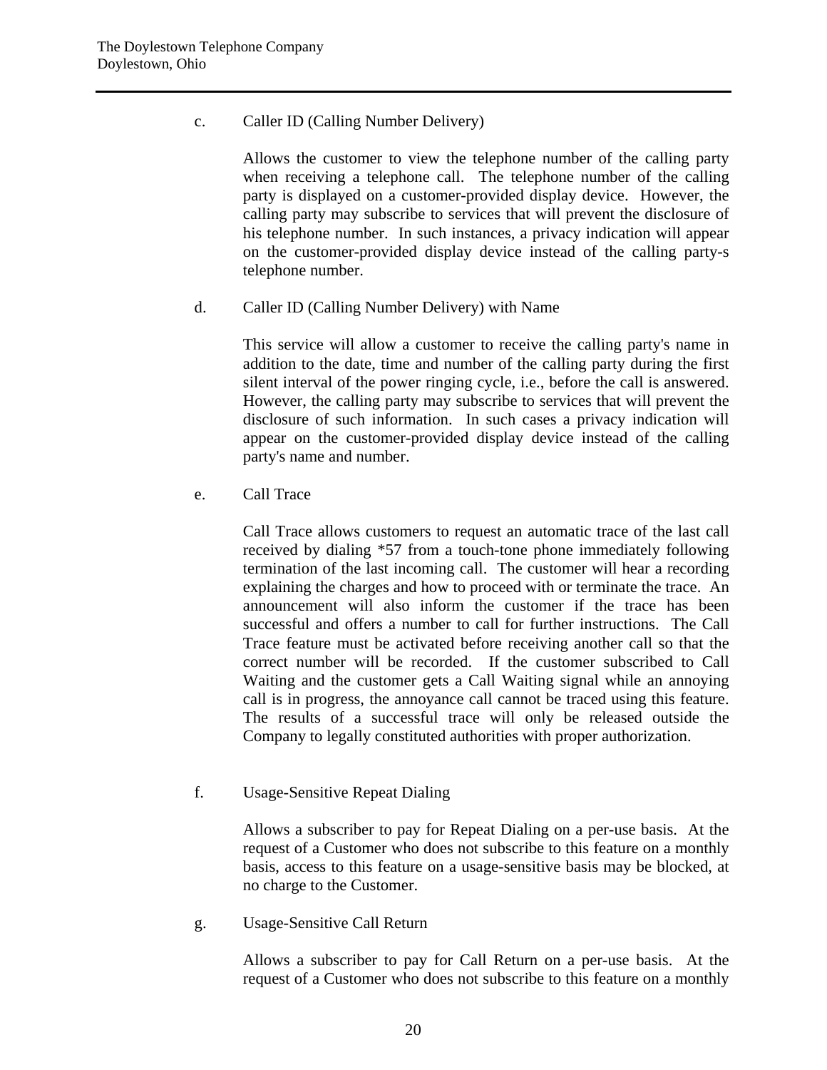c. Caller ID (Calling Number Delivery)

Allows the customer to view the telephone number of the calling party when receiving a telephone call. The telephone number of the calling party is displayed on a customer-provided display device. However, the calling party may subscribe to services that will prevent the disclosure of his telephone number. In such instances, a privacy indication will appear on the customer-provided display device instead of the calling party-s telephone number.

d. Caller ID (Calling Number Delivery) with Name

This service will allow a customer to receive the calling party's name in addition to the date, time and number of the calling party during the first silent interval of the power ringing cycle, i.e., before the call is answered. However, the calling party may subscribe to services that will prevent the disclosure of such information. In such cases a privacy indication will appear on the customer-provided display device instead of the calling party's name and number.

e. Call Trace

Call Trace allows customers to request an automatic trace of the last call received by dialing *57 from a touch-tone phone immediately following termination of the last incoming call. The customer will hear a recording explaining the charges and how to proceed with or terminate the trace. An announcement will also inform the customer if the trace has been successful and offers a number to call for further instructions. The Call Trace feature must be activated before receiving another call so that the correct number will be recorded. If the customer subscribed to Call Waiting and the customer gets a Call Waiting signal while an annoying call is in progress, the annoyance call cannot be traced using this feature. The results of a successful trace will only be released outside the Company to legally constituted authorities with proper authorization.

f. Usage-Sensitive Repeat Dialing

Allows a subscriber to pay for Repeat Dialing on a per-use basis. At the request of a Customer who does not subscribe to this feature on a monthly basis, access to this feature on a usage-sensitive basis may be blocked, at no charge to the Customer.

g. Usage-Sensitive Call Return

Allows a subscriber to pay for Call Return on a per-use basis. At the request of a Customer who does not subscribe to this feature on a monthly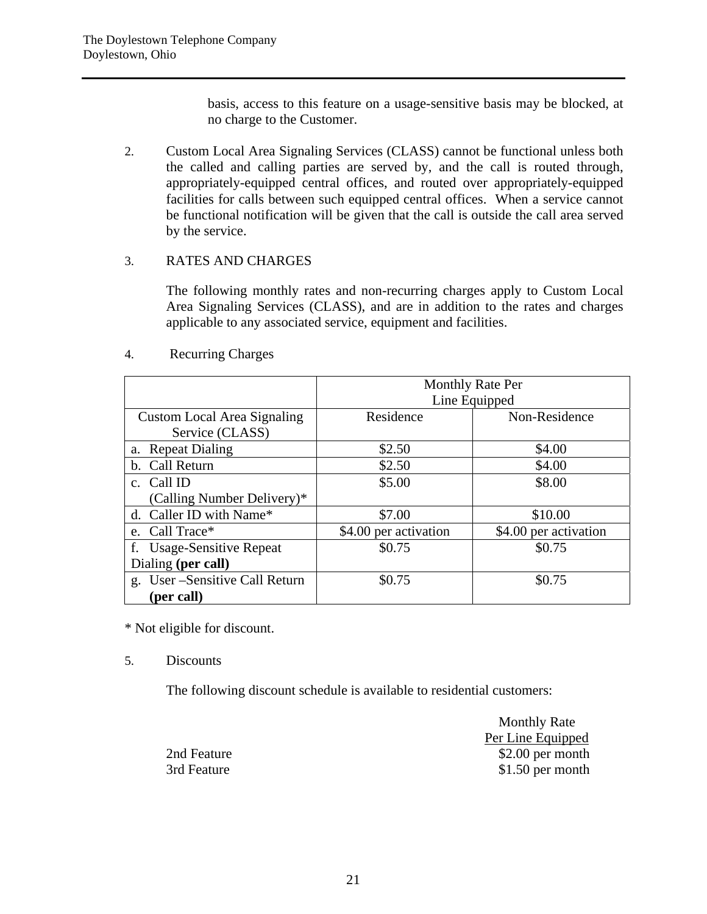basis, access to this feature on a usage-sensitive basis may be blocked, at no charge to the Customer.

2. Custom Local Area Signaling Services (CLASS) cannot be functional unless both the called and calling parties are served by, and the call is routed through, appropriately-equipped central offices, and routed over appropriately-equipped facilities for calls between such equipped central offices. When a service cannot be functional notification will be given that the call is outside the call area served by the service.

3. RATES AND CHARGES

   The following monthly rates and non-recurring charges apply to Custom Local Area Signaling Services (CLASS), and are in addition to the rates and charges applicable to any associated service, equipment and facilities.

4. Recurring Charges

| | Monthly Rate Per Line Equipped | |
|---|---|---|
| Custom Local Area Signaling Service (CLASS) | Residence | Non-Residence |
| a. Repeat Dialing | $2.50 | $4.00 |
| b. Call Return | $2.50 | $4.00 |
| c. Call ID (Calling Number Delivery)* | $5.00 | $8.00 |
| d. Caller ID with Name* | $7.00 | $10.00 |
| e. Call Trace* | $4.00 per activation | $4.00 per activation |
| f. Usage-Sensitive Repeat Dialing **(per call)** | $0.75 | $0.75 |
| g. User –Sensitive Call Return **(per call)** | $0.75 | $0.75 |

* Not eligible for discount.

5. Discounts

   The following discount schedule is available to residential customers:

| | Monthly Rate Per Line Equipped |
|---|---|
| 2nd Feature | $2.00 per month |
| 3rd Feature | $1.50 per month |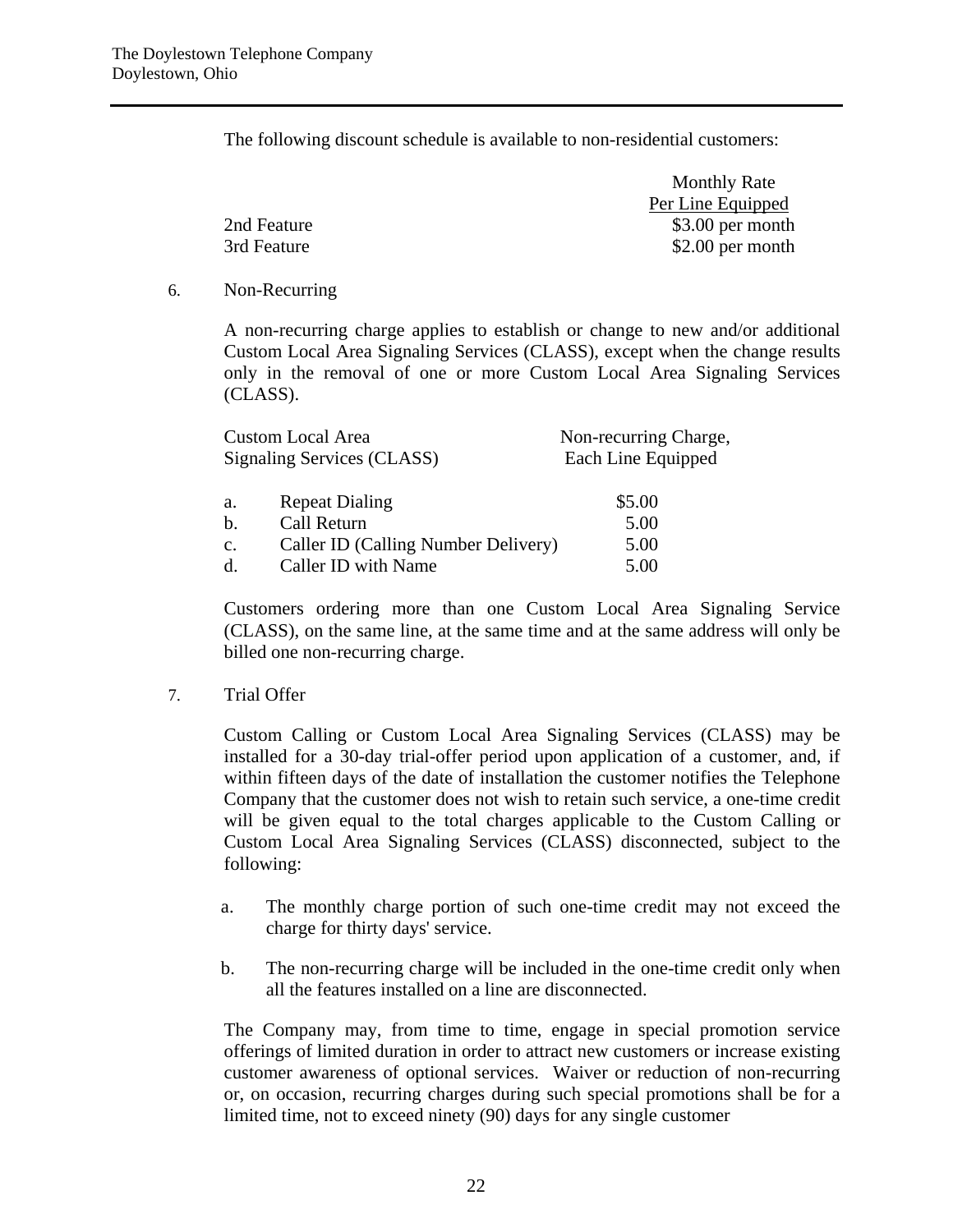The following discount schedule is available to non-residential customers:

| | Monthly Rate Per Line Equipped |
|---|---|
| 2nd Feature | $3.00 per month |
| 3rd Feature | $2.00 per month |

6. Non-Recurring

A non-recurring charge applies to establish or change to new and/or additional Custom Local Area Signaling Services (CLASS), except when the change results only in the removal of one or more Custom Local Area Signaling Services (CLASS).

| Custom Local Area Signaling Services (CLASS) | Non-recurring Charge, Each Line Equipped |
|---|---|
| a. Repeat Dialing | $5.00 |
| b. Call Return | 5.00 |
| c. Caller ID (Calling Number Delivery) | 5.00 |
| d. Caller ID with Name | 5.00 |

Customers ordering more than one Custom Local Area Signaling Service (CLASS), on the same line, at the same time and at the same address will only be billed one non-recurring charge.

7. Trial Offer

Custom Calling or Custom Local Area Signaling Services (CLASS) may be installed for a 30-day trial-offer period upon application of a customer, and, if within fifteen days of the date of installation the customer notifies the Telephone Company that the customer does not wish to retain such service, a one-time credit will be given equal to the total charges applicable to the Custom Calling or Custom Local Area Signaling Services (CLASS) disconnected, subject to the following:

a. The monthly charge portion of such one-time credit may not exceed the charge for thirty days' service.

b. The non-recurring charge will be included in the one-time credit only when all the features installed on a line are disconnected.

The Company may, from time to time, engage in special promotion service offerings of limited duration in order to attract new customers or increase existing customer awareness of optional services. Waiver or reduction of non-recurring or, on occasion, recurring charges during such special promotions shall be for a limited time, not to exceed ninety (90) days for any single customer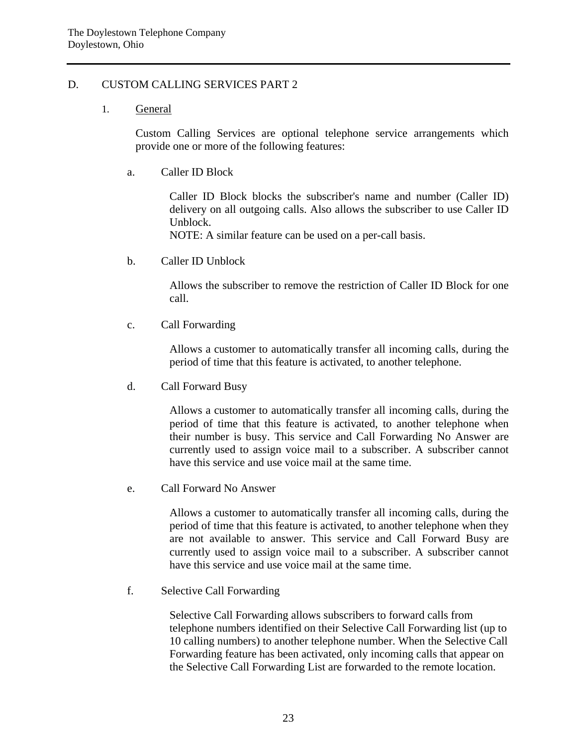## D. CUSTOM CALLING SERVICES PART 2

### 1. General

Custom Calling Services are optional telephone service arrangements which provide one or more of the following features:

a. Caller ID Block

Caller ID Block blocks the subscriber's name and number (Caller ID) delivery on all outgoing calls. Also allows the subscriber to use Caller ID Unblock.
NOTE: A similar feature can be used on a per-call basis.

b. Caller ID Unblock

Allows the subscriber to remove the restriction of Caller ID Block for one call.

c. Call Forwarding

Allows a customer to automatically transfer all incoming calls, during the period of time that this feature is activated, to another telephone.

d. Call Forward Busy

Allows a customer to automatically transfer all incoming calls, during the period of time that this feature is activated, to another telephone when their number is busy. This service and Call Forwarding No Answer are currently used to assign voice mail to a subscriber. A subscriber cannot have this service and use voice mail at the same time.

e. Call Forward No Answer

Allows a customer to automatically transfer all incoming calls, during the period of time that this feature is activated, to another telephone when they are not available to answer. This service and Call Forward Busy are currently used to assign voice mail to a subscriber. A subscriber cannot have this service and use voice mail at the same time.

f. Selective Call Forwarding

Selective Call Forwarding allows subscribers to forward calls from telephone numbers identified on their Selective Call Forwarding list (up to 10 calling numbers) to another telephone number. When the Selective Call Forwarding feature has been activated, only incoming calls that appear on the Selective Call Forwarding List are forwarded to the remote location.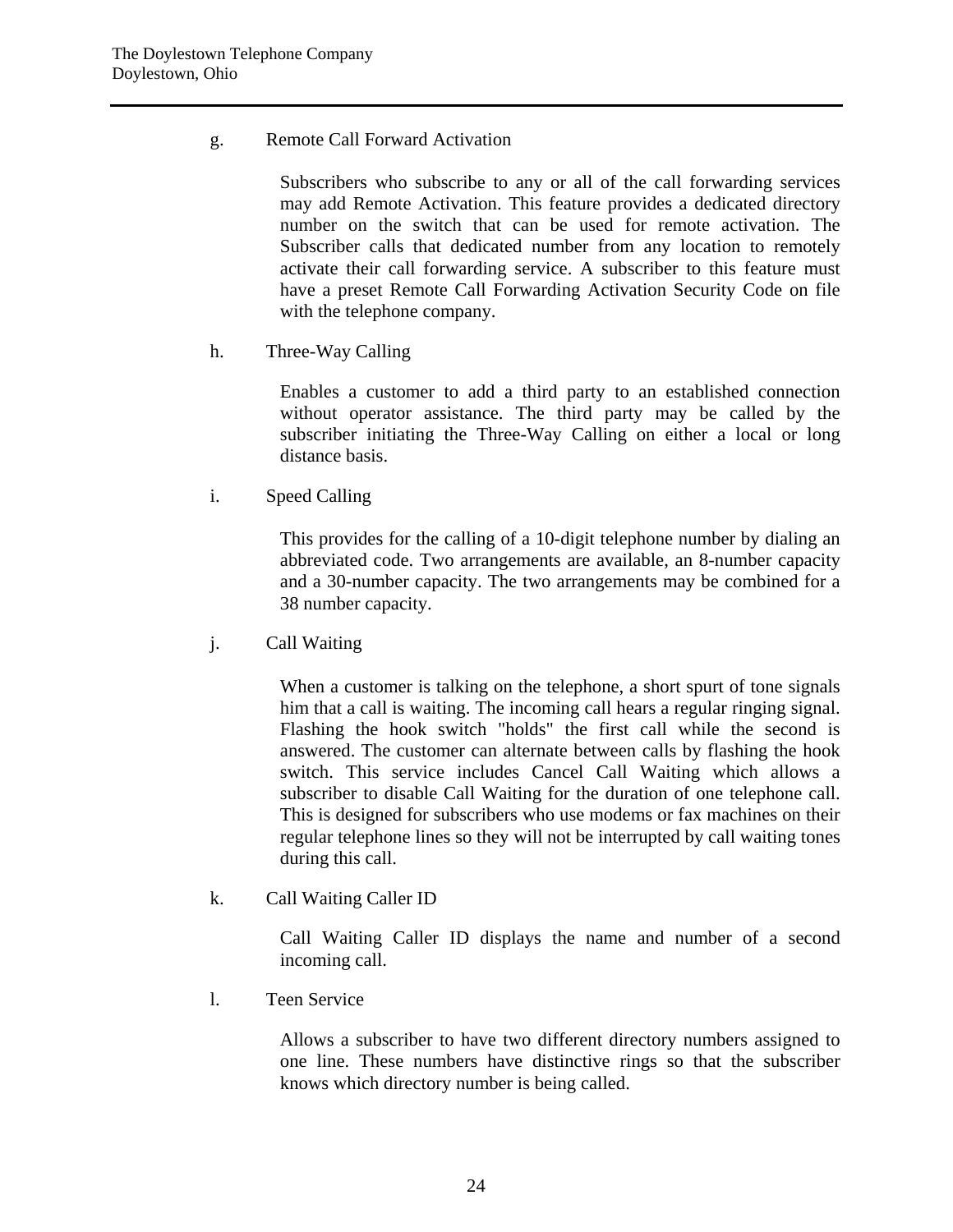g. Remote Call Forward Activation

Subscribers who subscribe to any or all of the call forwarding services may add Remote Activation. This feature provides a dedicated directory number on the switch that can be used for remote activation. The Subscriber calls that dedicated number from any location to remotely activate their call forwarding service. A subscriber to this feature must have a preset Remote Call Forwarding Activation Security Code on file with the telephone company.

h. Three-Way Calling

Enables a customer to add a third party to an established connection without operator assistance. The third party may be called by the subscriber initiating the Three-Way Calling on either a local or long distance basis.

i. Speed Calling

This provides for the calling of a 10-digit telephone number by dialing an abbreviated code. Two arrangements are available, an 8-number capacity and a 30-number capacity. The two arrangements may be combined for a 38 number capacity.

j. Call Waiting

When a customer is talking on the telephone, a short spurt of tone signals him that a call is waiting. The incoming call hears a regular ringing signal. Flashing the hook switch "holds" the first call while the second is answered. The customer can alternate between calls by flashing the hook switch. This service includes Cancel Call Waiting which allows a subscriber to disable Call Waiting for the duration of one telephone call. This is designed for subscribers who use modems or fax machines on their regular telephone lines so they will not be interrupted by call waiting tones during this call.

k. Call Waiting Caller ID

Call Waiting Caller ID displays the name and number of a second incoming call.

l. Teen Service

Allows a subscriber to have two different directory numbers assigned to one line. These numbers have distinctive rings so that the subscriber knows which directory number is being called.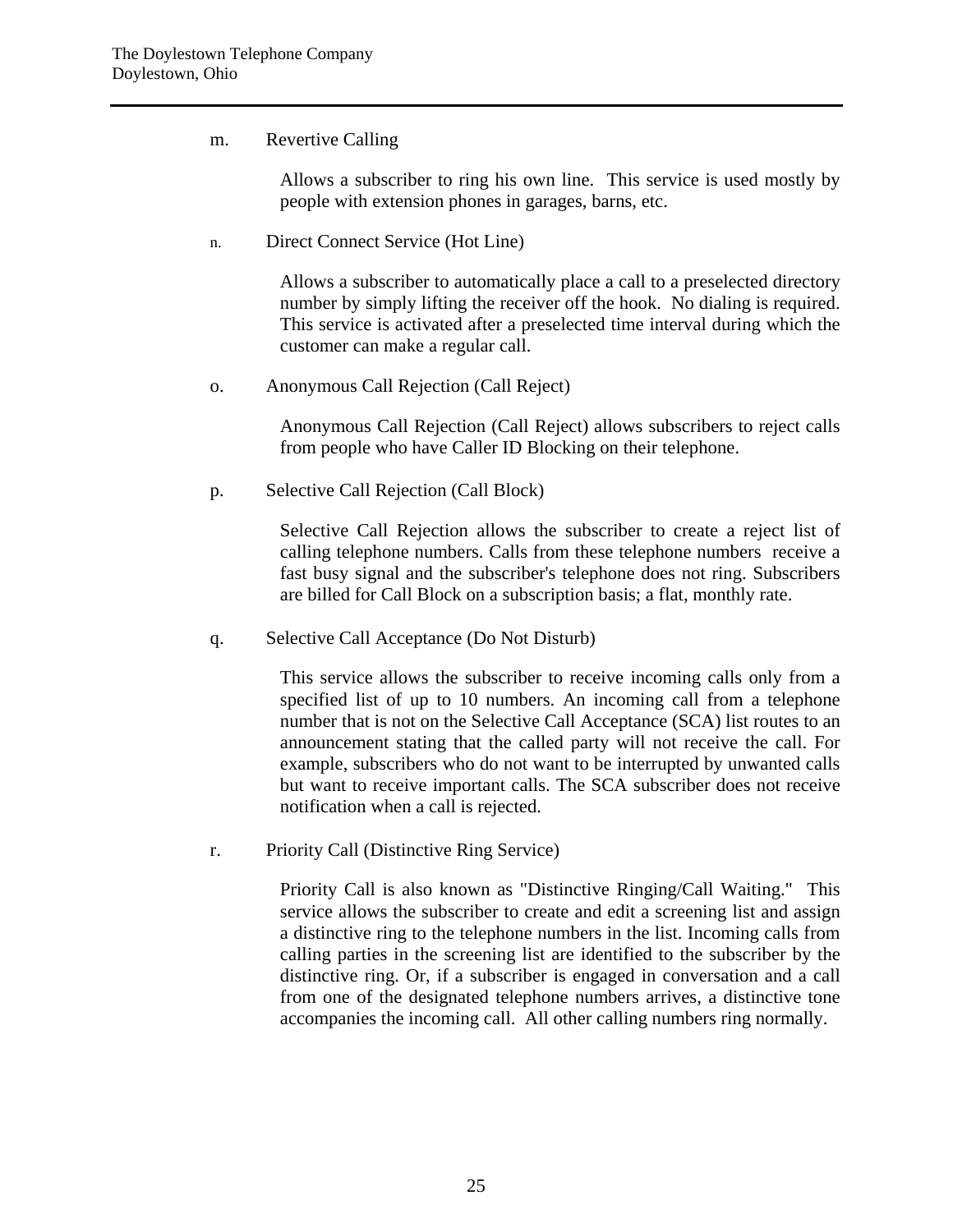m. Revertive Calling

Allows a subscriber to ring his own line. This service is used mostly by people with extension phones in garages, barns, etc.

n. Direct Connect Service (Hot Line)

Allows a subscriber to automatically place a call to a preselected directory number by simply lifting the receiver off the hook. No dialing is required. This service is activated after a preselected time interval during which the customer can make a regular call.

o. Anonymous Call Rejection (Call Reject)

Anonymous Call Rejection (Call Reject) allows subscribers to reject calls from people who have Caller ID Blocking on their telephone.

p. Selective Call Rejection (Call Block)

Selective Call Rejection allows the subscriber to create a reject list of calling telephone numbers. Calls from these telephone numbers receive a fast busy signal and the subscriber's telephone does not ring. Subscribers are billed for Call Block on a subscription basis; a flat, monthly rate.

q. Selective Call Acceptance (Do Not Disturb)

This service allows the subscriber to receive incoming calls only from a specified list of up to 10 numbers. An incoming call from a telephone number that is not on the Selective Call Acceptance (SCA) list routes to an announcement stating that the called party will not receive the call. For example, subscribers who do not want to be interrupted by unwanted calls but want to receive important calls. The SCA subscriber does not receive notification when a call is rejected.

r. Priority Call (Distinctive Ring Service)

Priority Call is also known as "Distinctive Ringing/Call Waiting." This service allows the subscriber to create and edit a screening list and assign a distinctive ring to the telephone numbers in the list. Incoming calls from calling parties in the screening list are identified to the subscriber by the distinctive ring. Or, if a subscriber is engaged in conversation and a call from one of the designated telephone numbers arrives, a distinctive tone accompanies the incoming call. All other calling numbers ring normally.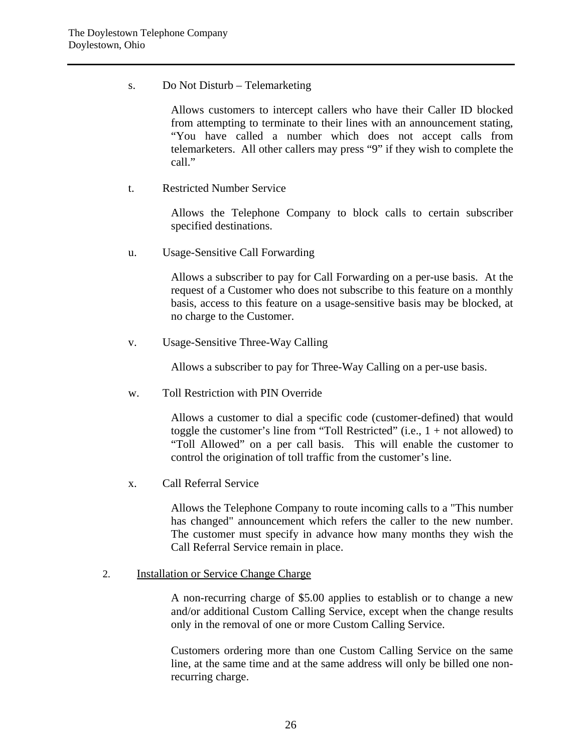s. Do Not Disturb – Telemarketing

Allows customers to intercept callers who have their Caller ID blocked from attempting to terminate to their lines with an announcement stating, "You have called a number which does not accept calls from telemarketers. All other callers may press "9" if they wish to complete the call."

t. Restricted Number Service

Allows the Telephone Company to block calls to certain subscriber specified destinations.

u. Usage-Sensitive Call Forwarding

Allows a subscriber to pay for Call Forwarding on a per-use basis. At the request of a Customer who does not subscribe to this feature on a monthly basis, access to this feature on a usage-sensitive basis may be blocked, at no charge to the Customer.

v. Usage-Sensitive Three-Way Calling

Allows a subscriber to pay for Three-Way Calling on a per-use basis.

w. Toll Restriction with PIN Override

Allows a customer to dial a specific code (customer-defined) that would toggle the customer's line from "Toll Restricted" (i.e., 1 + not allowed) to "Toll Allowed" on a per call basis. This will enable the customer to control the origination of toll traffic from the customer's line.

x. Call Referral Service

Allows the Telephone Company to route incoming calls to a "This number has changed" announcement which refers the caller to the new number. The customer must specify in advance how many months they wish the Call Referral Service remain in place.

2. <u>Installation or Service Change Charge</u>

A non-recurring charge of $5.00 applies to establish or to change a new and/or additional Custom Calling Service, except when the change results only in the removal of one or more Custom Calling Service.

Customers ordering more than one Custom Calling Service on the same line, at the same time and at the same address will only be billed one non-recurring charge.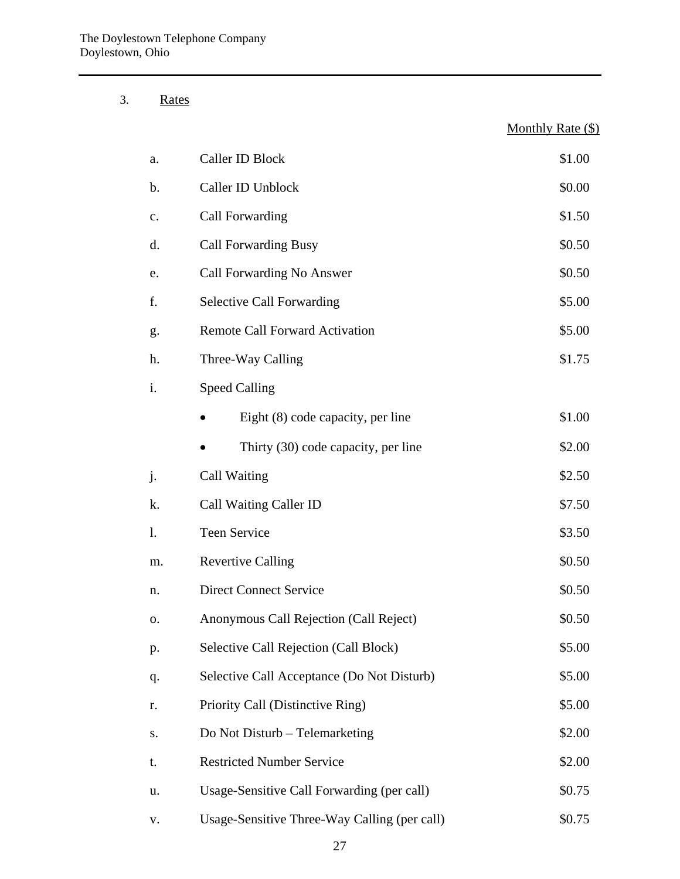3. Rates

| | | Monthly Rate ($) |
|---|---|---|
| a. | Caller ID Block | $1.00 |
| b. | Caller ID Unblock | $0.00 |
| c. | Call Forwarding | $1.50 |
| d. | Call Forwarding Busy | $0.50 |
| e. | Call Forwarding No Answer | $0.50 |
| f. | Selective Call Forwarding | $5.00 |
| g. | Remote Call Forward Activation | $5.00 |
| h. | Three-Way Calling | $1.75 |
| i. | Speed Calling | |
| | • Eight (8) code capacity, per line | $1.00 |
| | • Thirty (30) code capacity, per line | $2.00 |
| j. | Call Waiting | $2.50 |
| k. | Call Waiting Caller ID | $7.50 |
| l. | Teen Service | $3.50 |
| m. | Revertive Calling | $0.50 |
| n. | Direct Connect Service | $0.50 |
| o. | Anonymous Call Rejection (Call Reject) | $0.50 |
| p. | Selective Call Rejection (Call Block) | $5.00 |
| q. | Selective Call Acceptance (Do Not Disturb) | $5.00 |
| r. | Priority Call (Distinctive Ring) | $5.00 |
| s. | Do Not Disturb – Telemarketing | $2.00 |
| t. | Restricted Number Service | $2.00 |
| u. | Usage-Sensitive Call Forwarding (per call) | $0.75 |
| v. | Usage-Sensitive Three-Way Calling (per call) | $0.75 |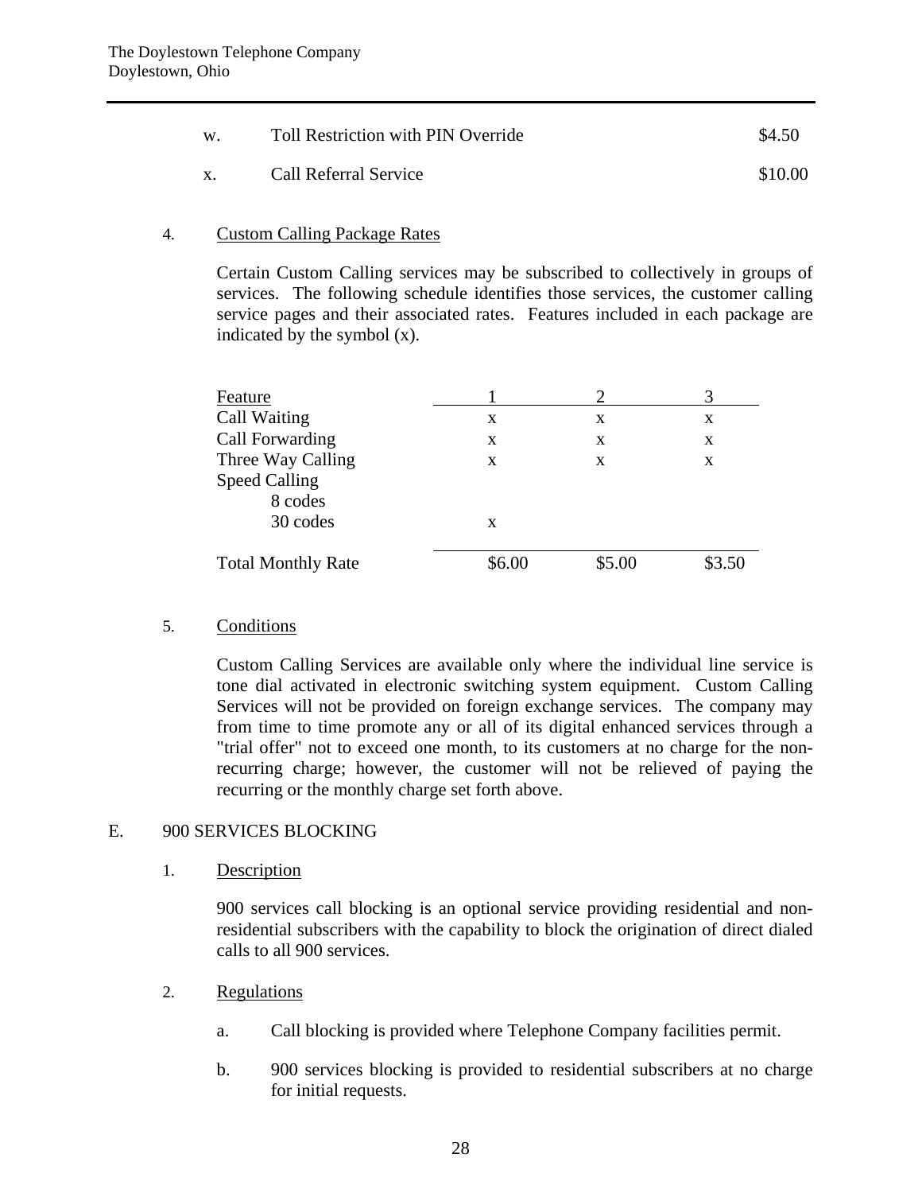w. Toll Restriction with PIN Override $4.50

x. Call Referral Service $10.00

4. Custom Calling Package Rates

Certain Custom Calling services may be subscribed to collectively in groups of services. The following schedule identifies those services, the customer calling service pages and their associated rates. Features included in each package are indicated by the symbol (x).

| Feature | 1 | 2 | 3 |
|---|---|---|---|
| Call Waiting | x | x | x |
| Call Forwarding | x | x | x |
| Three Way Calling | x | x | x |
| Speed Calling | | | |
| 8 codes | | | |
| 30 codes | x | | |
| Total Monthly Rate | $6.00 | $5.00 | $3.50 |

5. Conditions

Custom Calling Services are available only where the individual line service is tone dial activated in electronic switching system equipment. Custom Calling Services will not be provided on foreign exchange services. The company may from time to time promote any or all of its digital enhanced services through a "trial offer" not to exceed one month, to its customers at no charge for the non-recurring charge; however, the customer will not be relieved of paying the recurring or the monthly charge set forth above.

E. 900 SERVICES BLOCKING

1. Description

900 services call blocking is an optional service providing residential and non-residential subscribers with the capability to block the origination of direct dialed calls to all 900 services.

2. Regulations

a. Call blocking is provided where Telephone Company facilities permit.

b. 900 services blocking is provided to residential subscribers at no charge for initial requests.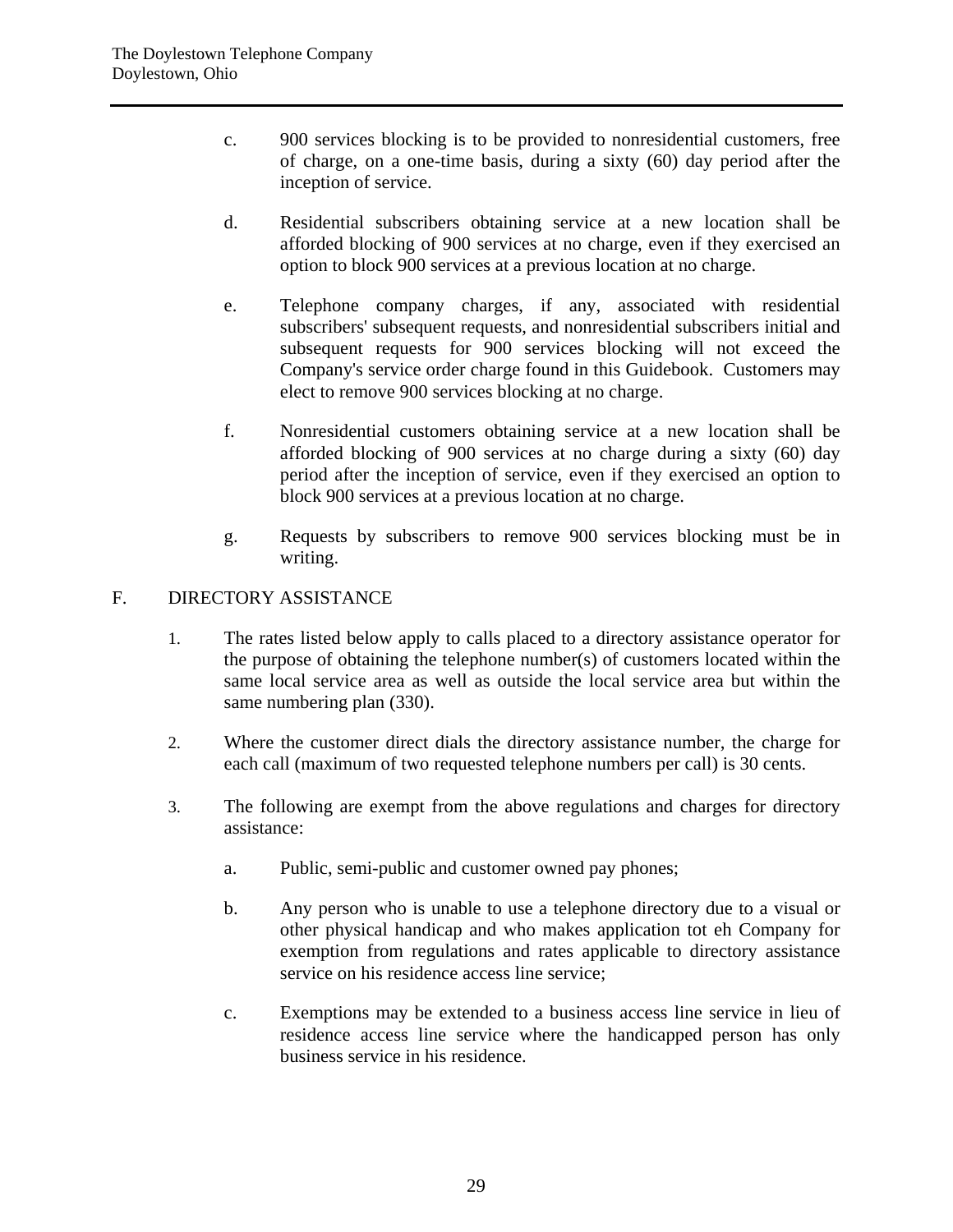c. 900 services blocking is to be provided to nonresidential customers, free of charge, on a one-time basis, during a sixty (60) day period after the inception of service.

d. Residential subscribers obtaining service at a new location shall be afforded blocking of 900 services at no charge, even if they exercised an option to block 900 services at a previous location at no charge.

e. Telephone company charges, if any, associated with residential subscribers' subsequent requests, and nonresidential subscribers initial and subsequent requests for 900 services blocking will not exceed the Company's service order charge found in this Guidebook. Customers may elect to remove 900 services blocking at no charge.

f. Nonresidential customers obtaining service at a new location shall be afforded blocking of 900 services at no charge during a sixty (60) day period after the inception of service, even if they exercised an option to block 900 services at a previous location at no charge.

g. Requests by subscribers to remove 900 services blocking must be in writing.

F. DIRECTORY ASSISTANCE

1. The rates listed below apply to calls placed to a directory assistance operator for the purpose of obtaining the telephone number(s) of customers located within the same local service area as well as outside the local service area but within the same numbering plan (330).

2. Where the customer direct dials the directory assistance number, the charge for each call (maximum of two requested telephone numbers per call) is 30 cents.

3. The following are exempt from the above regulations and charges for directory assistance:

   a. Public, semi-public and customer owned pay phones;

   b. Any person who is unable to use a telephone directory due to a visual or other physical handicap and who makes application tot eh Company for exemption from regulations and rates applicable to directory assistance service on his residence access line service;

   c. Exemptions may be extended to a business access line service in lieu of residence access line service where the handicapped person has only business service in his residence.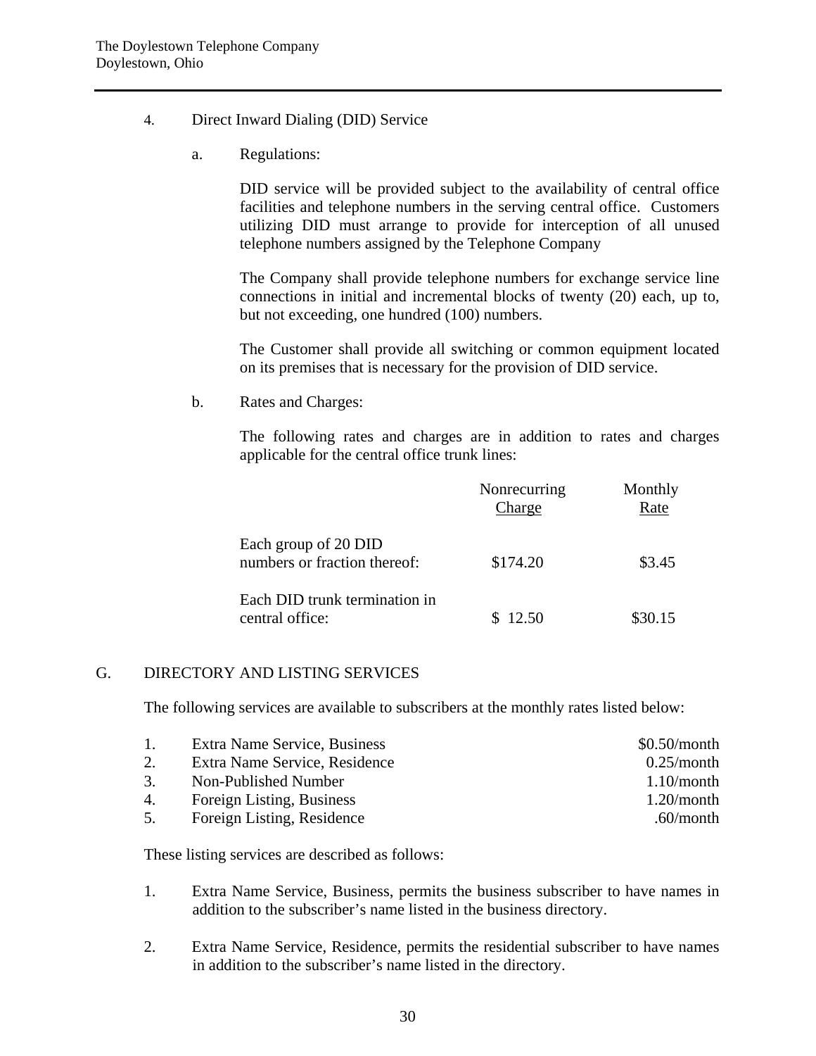4. Direct Inward Dialing (DID) Service

   a. Regulations:

      DID service will be provided subject to the availability of central office facilities and telephone numbers in the serving central office. Customers utilizing DID must arrange to provide for interception of all unused telephone numbers assigned by the Telephone Company

      The Company shall provide telephone numbers for exchange service line connections in initial and incremental blocks of twenty (20) each, up to, but not exceeding, one hundred (100) numbers.

      The Customer shall provide all switching or common equipment located on its premises that is necessary for the provision of DID service.

   b. Rates and Charges:

      The following rates and charges are in addition to rates and charges applicable for the central office trunk lines:

| | Nonrecurring Charge | Monthly Rate |
|---|---|---|
| Each group of 20 DID numbers or fraction thereof: | $174.20 | $3.45 |
| Each DID trunk termination in central office: | $ 12.50 | $30.15 |

## G. DIRECTORY AND LISTING SERVICES

The following services are available to subscribers at the monthly rates listed below:

| | | |
|---|---|---|
| 1. | Extra Name Service, Business | $0.50/month |
| 2. | Extra Name Service, Residence | 0.25/month |
| 3. | Non-Published Number | 1.10/month |
| 4. | Foreign Listing, Business | 1.20/month |
| 5. | Foreign Listing, Residence | .60/month |

These listing services are described as follows:

1. Extra Name Service, Business, permits the business subscriber to have names in addition to the subscriber's name listed in the business directory.

2. Extra Name Service, Residence, permits the residential subscriber to have names in addition to the subscriber's name listed in the directory.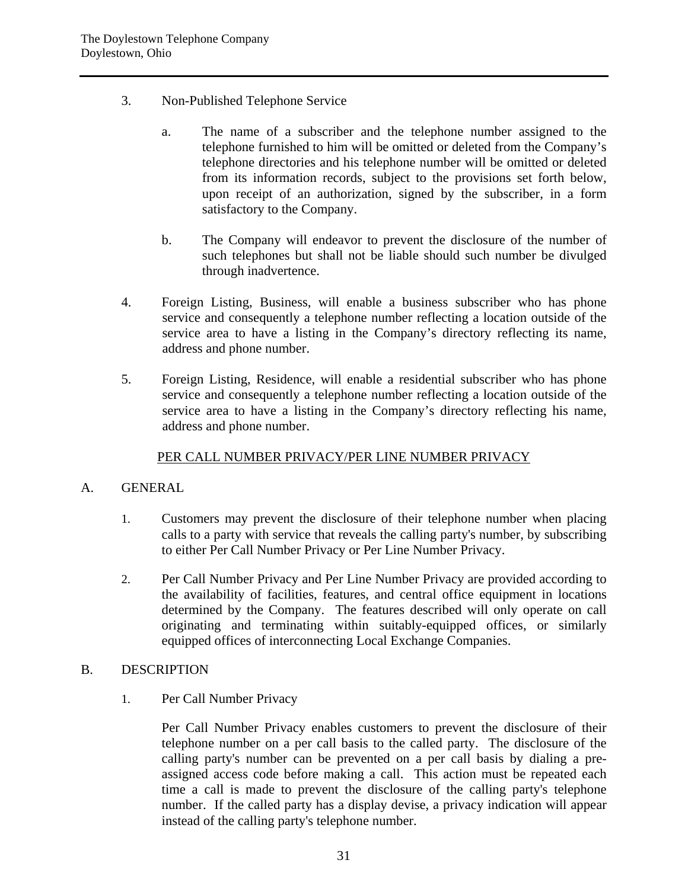3. Non-Published Telephone Service

   a. The name of a subscriber and the telephone number assigned to the telephone furnished to him will be omitted or deleted from the Company's telephone directories and his telephone number will be omitted or deleted from its information records, subject to the provisions set forth below, upon receipt of an authorization, signed by the subscriber, in a form satisfactory to the Company.

   b. The Company will endeavor to prevent the disclosure of the number of such telephones but shall not be liable should such number be divulged through inadvertence.

4. Foreign Listing, Business, will enable a business subscriber who has phone service and consequently a telephone number reflecting a location outside of the service area to have a listing in the Company's directory reflecting its name, address and phone number.

5. Foreign Listing, Residence, will enable a residential subscriber who has phone service and consequently a telephone number reflecting a location outside of the service area to have a listing in the Company's directory reflecting his name, address and phone number.

## PER CALL NUMBER PRIVACY/PER LINE NUMBER PRIVACY

A. GENERAL

1. Customers may prevent the disclosure of their telephone number when placing calls to a party with service that reveals the calling party's number, by subscribing to either Per Call Number Privacy or Per Line Number Privacy.

2. Per Call Number Privacy and Per Line Number Privacy are provided according to the availability of facilities, features, and central office equipment in locations determined by the Company. The features described will only operate on call originating and terminating within suitably-equipped offices, or similarly equipped offices of interconnecting Local Exchange Companies.

B. DESCRIPTION

1. Per Call Number Privacy

   Per Call Number Privacy enables customers to prevent the disclosure of their telephone number on a per call basis to the called party. The disclosure of the calling party's number can be prevented on a per call basis by dialing a pre-assigned access code before making a call. This action must be repeated each time a call is made to prevent the disclosure of the calling party's telephone number. If the called party has a display devise, a privacy indication will appear instead of the calling party's telephone number.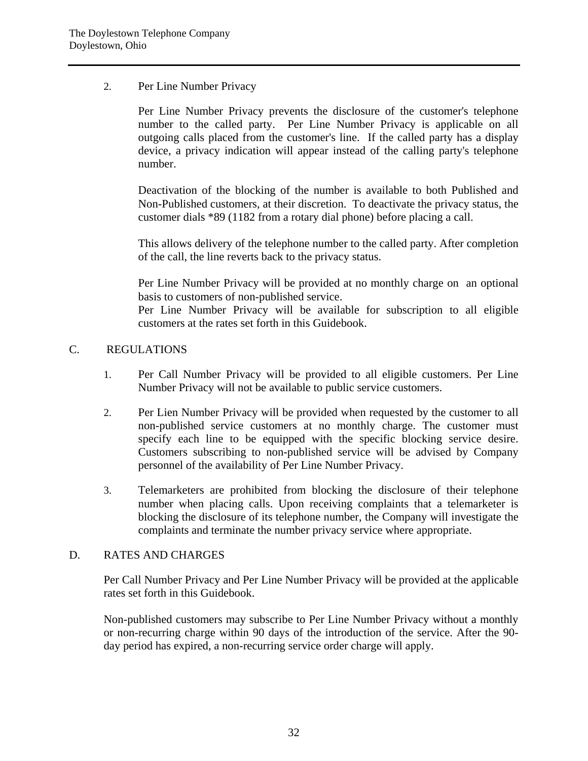2. Per Line Number Privacy

   Per Line Number Privacy prevents the disclosure of the customer's telephone number to the called party. Per Line Number Privacy is applicable on all outgoing calls placed from the customer's line. If the called party has a display device, a privacy indication will appear instead of the calling party's telephone number.

   Deactivation of the blocking of the number is available to both Published and Non-Published customers, at their discretion. To deactivate the privacy status, the customer dials *89 (1182 from a rotary dial phone) before placing a call.

   This allows delivery of the telephone number to the called party. After completion of the call, the line reverts back to the privacy status.

   Per Line Number Privacy will be provided at no monthly charge on an optional basis to customers of non-published service.
   Per Line Number Privacy will be available for subscription to all eligible customers at the rates set forth in this Guidebook.

## C. REGULATIONS

1. Per Call Number Privacy will be provided to all eligible customers. Per Line Number Privacy will not be available to public service customers.

2. Per Lien Number Privacy will be provided when requested by the customer to all non-published service customers at no monthly charge. The customer must specify each line to be equipped with the specific blocking service desire. Customers subscribing to non-published service will be advised by Company personnel of the availability of Per Line Number Privacy.

3. Telemarketers are prohibited from blocking the disclosure of their telephone number when placing calls. Upon receiving complaints that a telemarketer is blocking the disclosure of its telephone number, the Company will investigate the complaints and terminate the number privacy service where appropriate.

## D. RATES AND CHARGES

Per Call Number Privacy and Per Line Number Privacy will be provided at the applicable rates set forth in this Guidebook.

Non-published customers may subscribe to Per Line Number Privacy without a monthly or non-recurring charge within 90 days of the introduction of the service. After the 90-day period has expired, a non-recurring service order charge will apply.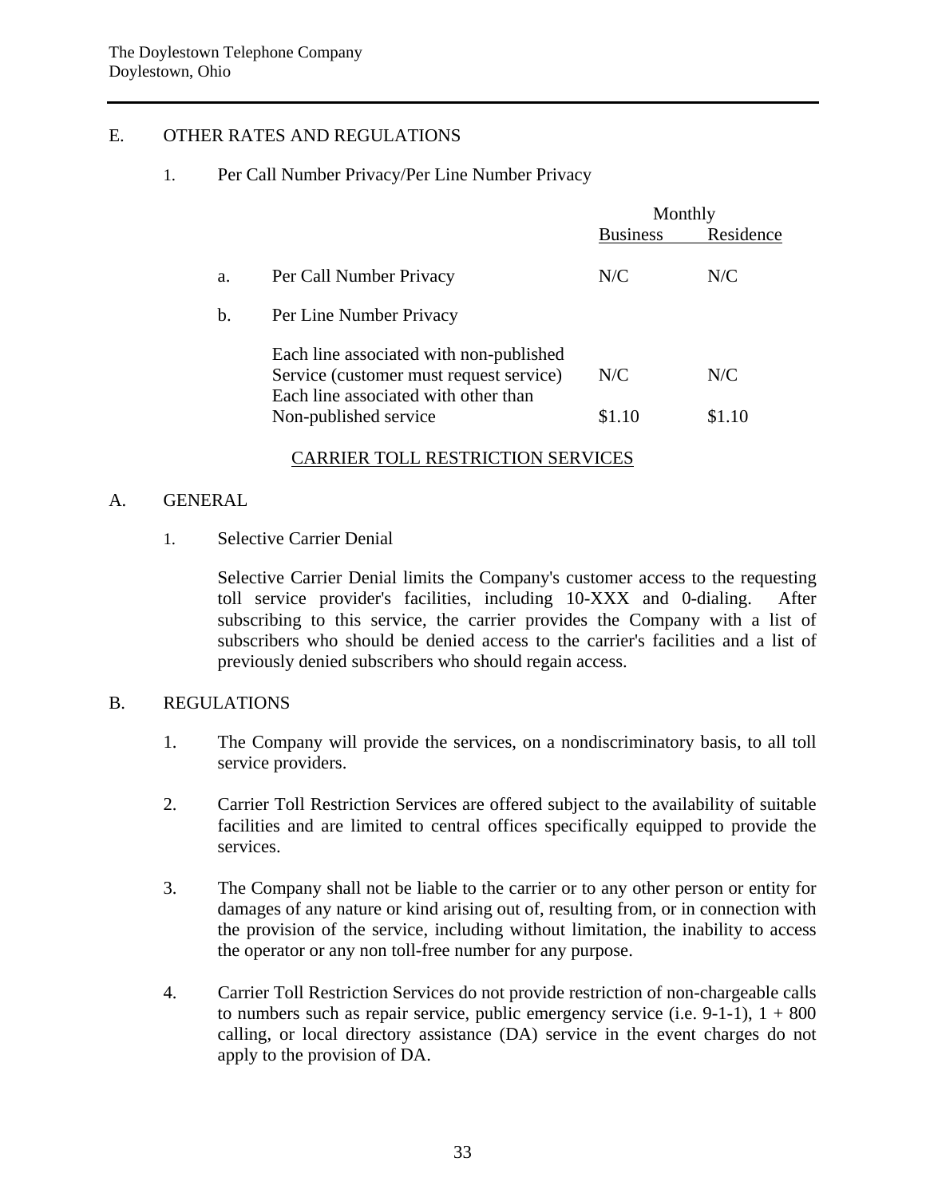## E. OTHER RATES AND REGULATIONS

### 1. Per Call Number Privacy/Per Line Number Privacy

| | | Monthly | |
|---|---|---|---|
| | | Business | Residence |
| a. | Per Call Number Privacy | N/C | N/C |
| b. | Per Line Number Privacy | | |
| | Each line associated with non-published Service (customer must request service) | N/C | N/C |
| | Each line associated with other than Non-published service | $1.10 | $1.10 |

## CARRIER TOLL RESTRICTION SERVICES

## A. GENERAL

### 1. Selective Carrier Denial

Selective Carrier Denial limits the Company's customer access to the requesting toll service provider's facilities, including 10-XXX and 0-dialing. After subscribing to this service, the carrier provides the Company with a list of subscribers who should be denied access to the carrier's facilities and a list of previously denied subscribers who should regain access.

## B. REGULATIONS

1. The Company will provide the services, on a nondiscriminatory basis, to all toll service providers.

2. Carrier Toll Restriction Services are offered subject to the availability of suitable facilities and are limited to central offices specifically equipped to provide the services.

3. The Company shall not be liable to the carrier or to any other person or entity for damages of any nature or kind arising out of, resulting from, or in connection with the provision of the service, including without limitation, the inability to access the operator or any non toll-free number for any purpose.

4. Carrier Toll Restriction Services do not provide restriction of non-chargeable calls to numbers such as repair service, public emergency service (i.e. 9-1-1), 1 + 800 calling, or local directory assistance (DA) service in the event charges do not apply to the provision of DA.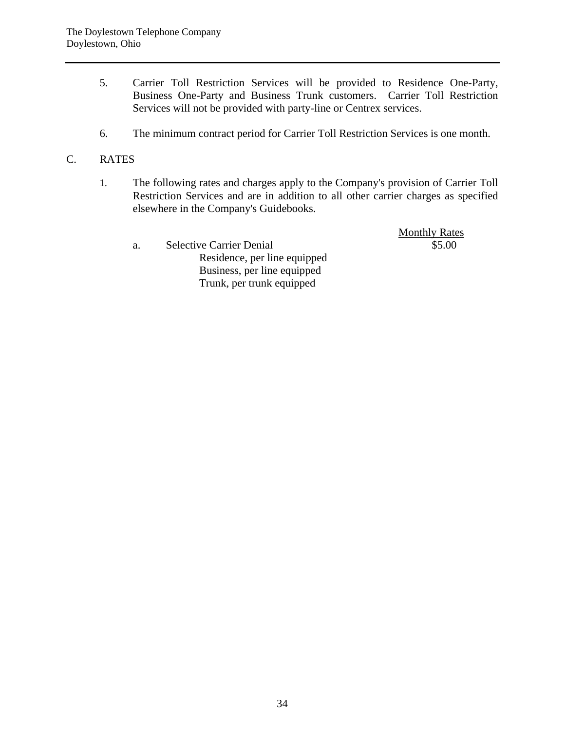5. Carrier Toll Restriction Services will be provided to Residence One-Party, Business One-Party and Business Trunk customers. Carrier Toll Restriction Services will not be provided with party-line or Centrex services.

6. The minimum contract period for Carrier Toll Restriction Services is one month.

C. RATES

1. The following rates and charges apply to the Company's provision of Carrier Toll Restriction Services and are in addition to all other carrier charges as specified elsewhere in the Company's Guidebooks.

| | Monthly Rates |
|---|---|
| a. Selective Carrier Denial | $5.00 |
| Residence, per line equipped | |
| Business, per line equipped | |
| Trunk, per trunk equipped | |